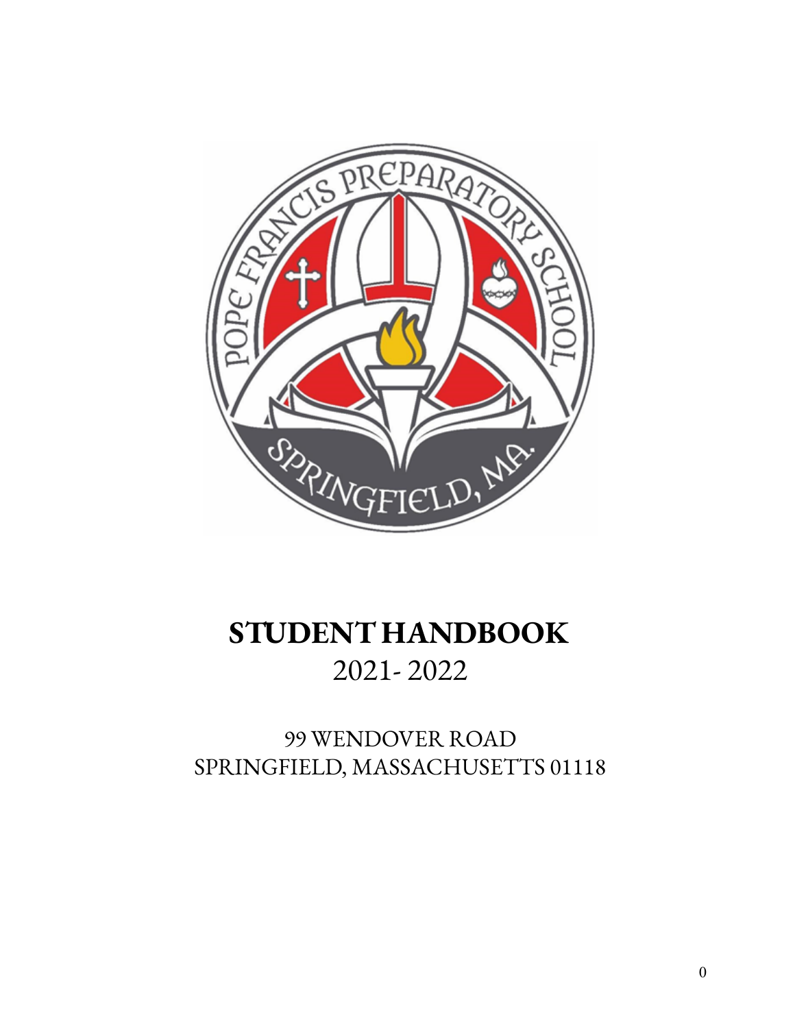# STUDENT HANDBOOK

2021- 2022

99 WENDOVER ROAD
SPRINGFIELD, MASSACHUSETTS 01118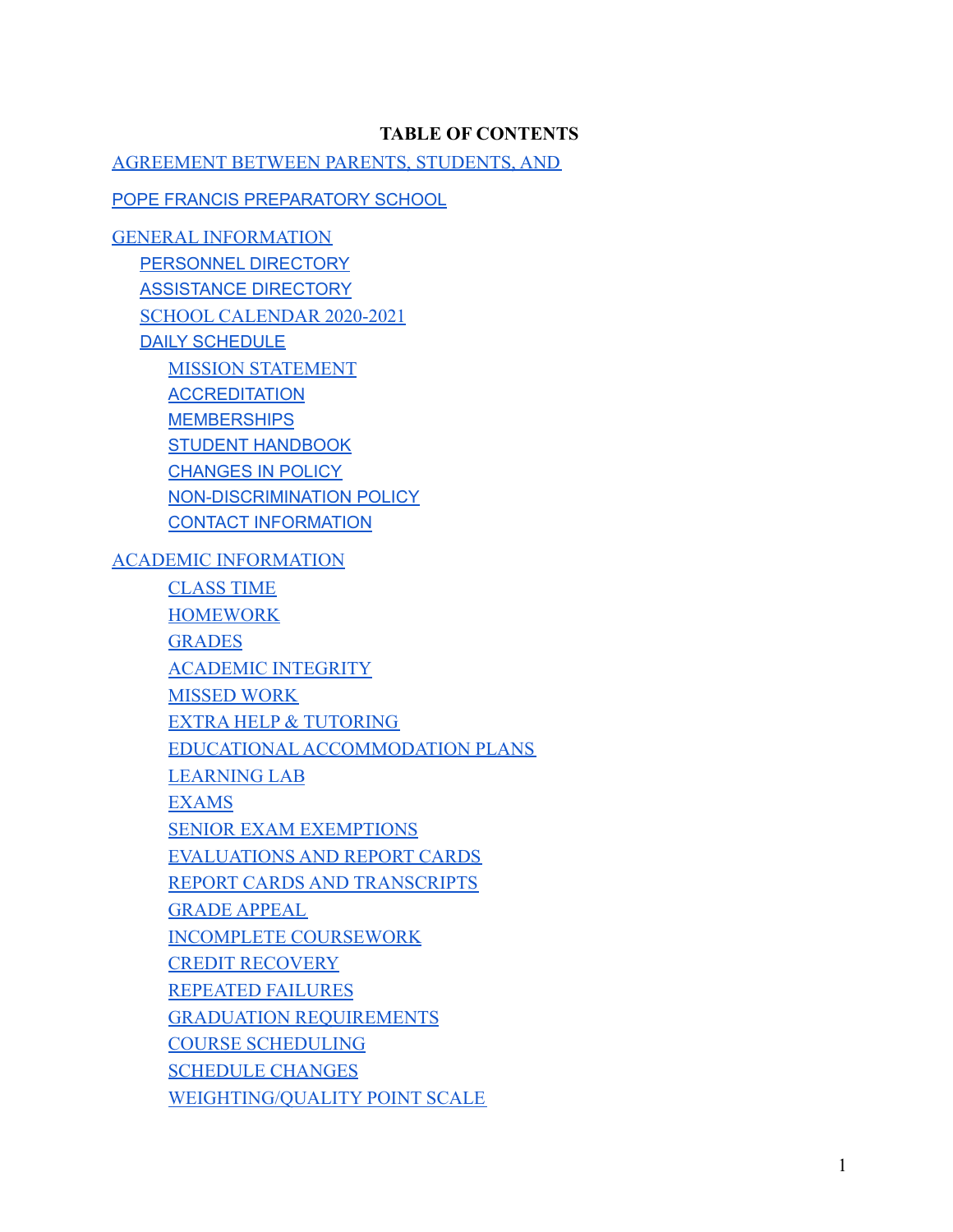**TABLE OF CONTENTS**

AGREEMENT BETWEEN PARENTS, STUDENTS, AND

POPE FRANCIS PREPARATORY SCHOOL

GENERAL INFORMATION
- PERSONNEL DIRECTORY
- ASSISTANCE DIRECTORY
- SCHOOL CALENDAR 2020-2021
- DAILY SCHEDULE
  - MISSION STATEMENT
  - ACCREDITATION
  - MEMBERSHIPS
  - STUDENT HANDBOOK
  - CHANGES IN POLICY
  - NON-DISCRIMINATION POLICY
  - CONTACT INFORMATION

ACADEMIC INFORMATION
- CLASS TIME
- HOMEWORK
- GRADES
- ACADEMIC INTEGRITY
- MISSED WORK
- EXTRA HELP & TUTORING
- EDUCATIONAL ACCOMMODATION PLANS
- LEARNING LAB
- EXAMS
- SENIOR EXAM EXEMPTIONS
- EVALUATIONS AND REPORT CARDS
- REPORT CARDS AND TRANSCRIPTS
- GRADE APPEAL
- INCOMPLETE COURSEWORK
- CREDIT RECOVERY
- REPEATED FAILURES
- GRADUATION REQUIREMENTS
- COURSE SCHEDULING
- SCHEDULE CHANGES
- WEIGHTING/QUALITY POINT SCALE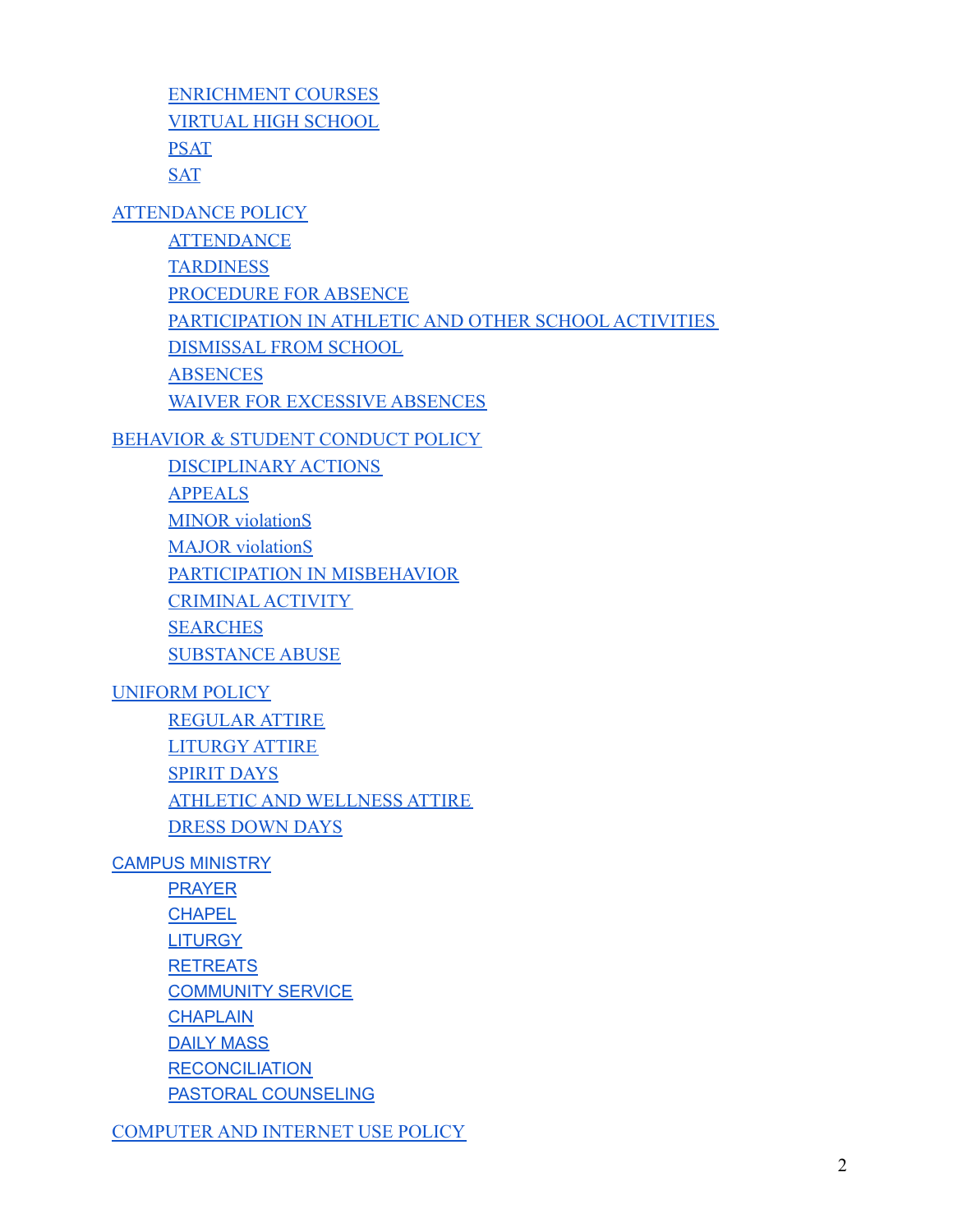- ENRICHMENT COURSES
- VIRTUAL HIGH SCHOOL
- PSAT
- SAT

ATTENDANCE POLICY

- ATTENDANCE
- TARDINESS
- PROCEDURE FOR ABSENCE
- PARTICIPATION IN ATHLETIC AND OTHER SCHOOL ACTIVITIES
- DISMISSAL FROM SCHOOL
- ABSENCES
- WAIVER FOR EXCESSIVE ABSENCES

BEHAVIOR & STUDENT CONDUCT POLICY

- DISCIPLINARY ACTIONS
- APPEALS
- MINOR violationS
- MAJOR violationS
- PARTICIPATION IN MISBEHAVIOR
- CRIMINAL ACTIVITY
- SEARCHES
- SUBSTANCE ABUSE

UNIFORM POLICY

- REGULAR ATTIRE
- LITURGY ATTIRE
- SPIRIT DAYS
- ATHLETIC AND WELLNESS ATTIRE
- DRESS DOWN DAYS

CAMPUS MINISTRY

- PRAYER
- CHAPEL
- LITURGY
- RETREATS
- COMMUNITY SERVICE
- CHAPLAIN
- DAILY MASS
- RECONCILIATION
- PASTORAL COUNSELING

COMPUTER AND INTERNET USE POLICY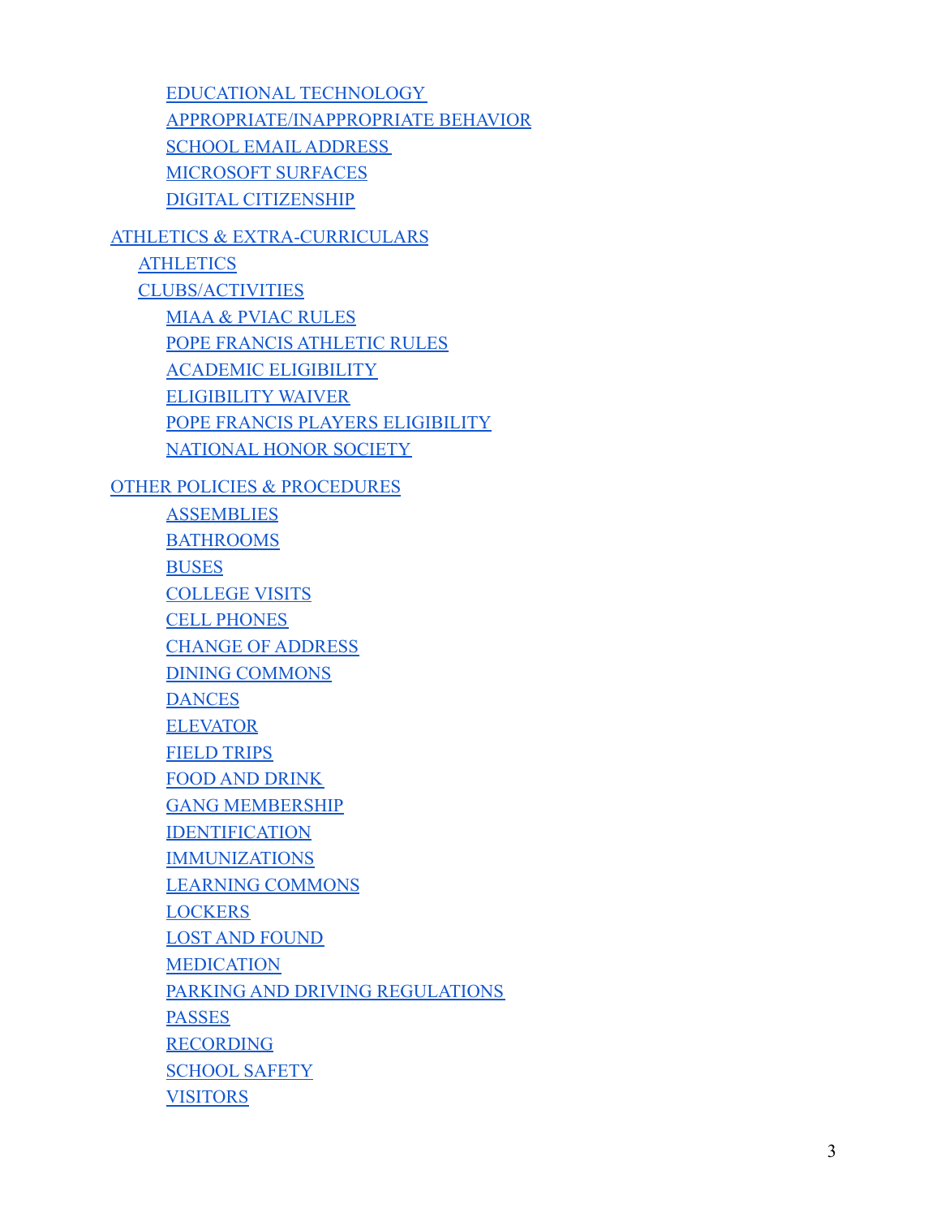- EDUCATIONAL TECHNOLOGY
- APPROPRIATE/INAPPROPRIATE BEHAVIOR
- SCHOOL EMAIL ADDRESS
- MICROSOFT SURFACES
- DIGITAL CITIZENSHIP

ATHLETICS & EXTRA-CURRICULARS

- ATHLETICS
- CLUBS/ACTIVITIES
  - MIAA & PVIAC RULES
  - POPE FRANCIS ATHLETIC RULES
  - ACADEMIC ELIGIBILITY
  - ELIGIBILITY WAIVER
  - POPE FRANCIS PLAYERS ELIGIBILITY
  - NATIONAL HONOR SOCIETY

OTHER POLICIES & PROCEDURES

- ASSEMBLIES
- BATHROOMS
- BUSES
- COLLEGE VISITS
- CELL PHONES
- CHANGE OF ADDRESS
- DINING COMMONS
- DANCES
- ELEVATOR
- FIELD TRIPS
- FOOD AND DRINK
- GANG MEMBERSHIP
- IDENTIFICATION
- IMMUNIZATIONS
- LEARNING COMMONS
- LOCKERS
- LOST AND FOUND
- MEDICATION
- PARKING AND DRIVING REGULATIONS
- PASSES
- RECORDING
- SCHOOL SAFETY
- VISITORS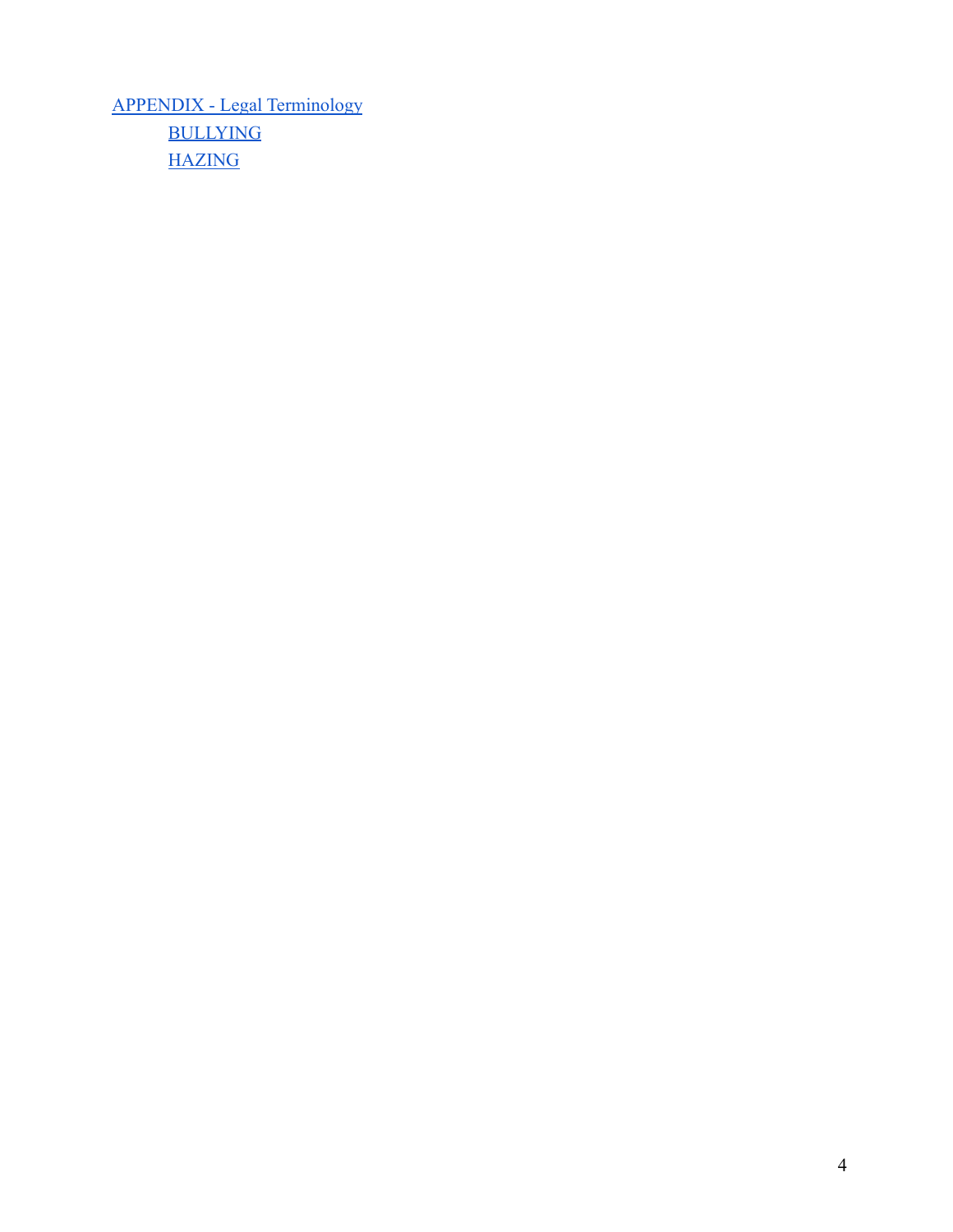APPENDIX - Legal Terminology

- BULLYING
- HAZING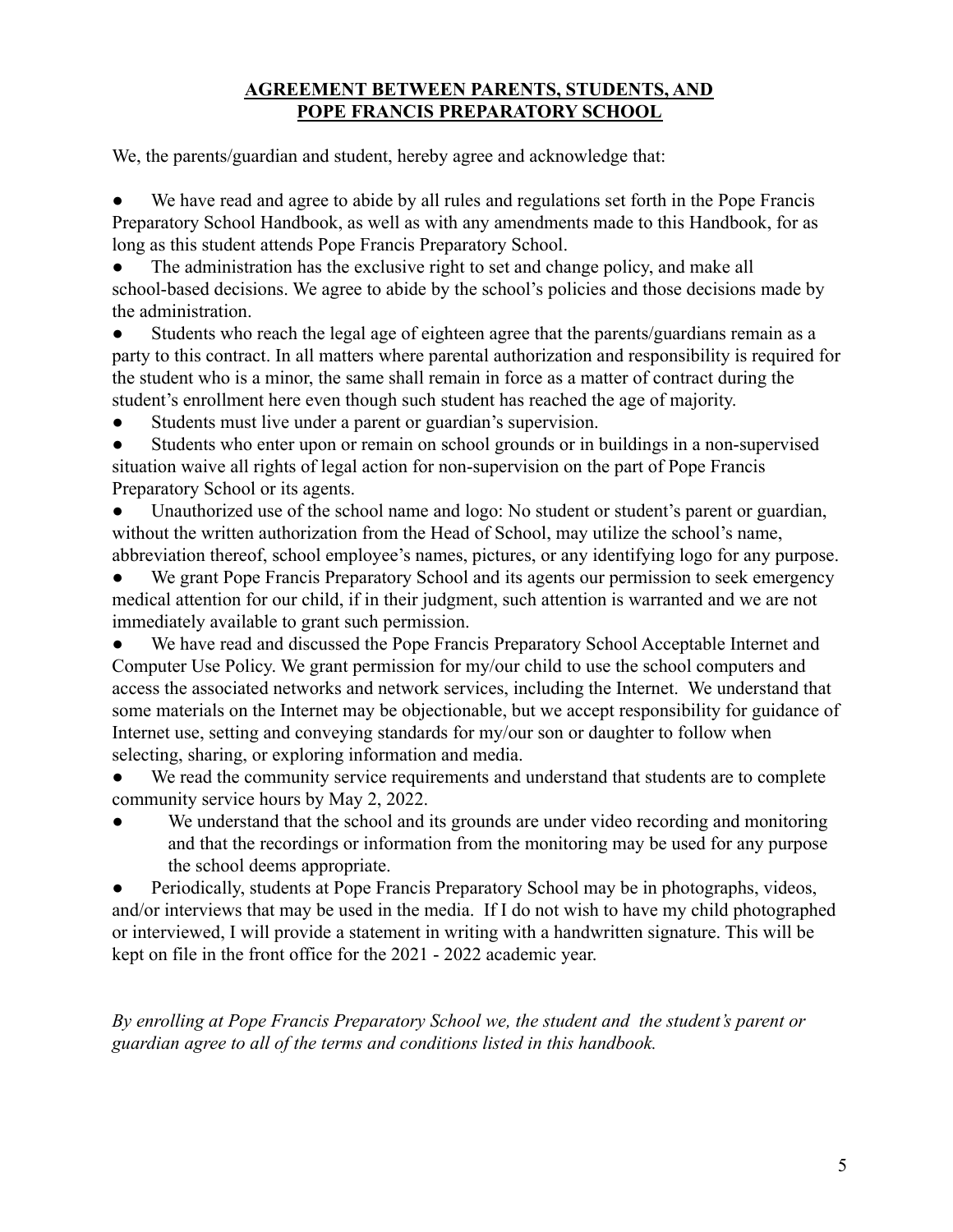## **AGREEMENT BETWEEN PARENTS, STUDENTS, AND POPE FRANCIS PREPARATORY SCHOOL**

We, the parents/guardian and student, hereby agree and acknowledge that:

- We have read and agree to abide by all rules and regulations set forth in the Pope Francis Preparatory School Handbook, as well as with any amendments made to this Handbook, for as long as this student attends Pope Francis Preparatory School.
- The administration has the exclusive right to set and change policy, and make all school-based decisions. We agree to abide by the school's policies and those decisions made by the administration.
- Students who reach the legal age of eighteen agree that the parents/guardians remain as a party to this contract. In all matters where parental authorization and responsibility is required for the student who is a minor, the same shall remain in force as a matter of contract during the student's enrollment here even though such student has reached the age of majority.
- Students must live under a parent or guardian's supervision.
- Students who enter upon or remain on school grounds or in buildings in a non-supervised situation waive all rights of legal action for non-supervision on the part of Pope Francis Preparatory School or its agents.
- Unauthorized use of the school name and logo: No student or student's parent or guardian, without the written authorization from the Head of School, may utilize the school's name, abbreviation thereof, school employee's names, pictures, or any identifying logo for any purpose.
- We grant Pope Francis Preparatory School and its agents our permission to seek emergency medical attention for our child, if in their judgment, such attention is warranted and we are not immediately available to grant such permission.
- We have read and discussed the Pope Francis Preparatory School Acceptable Internet and Computer Use Policy. We grant permission for my/our child to use the school computers and access the associated networks and network services, including the Internet. We understand that some materials on the Internet may be objectionable, but we accept responsibility for guidance of Internet use, setting and conveying standards for my/our son or daughter to follow when selecting, sharing, or exploring information and media.
- We read the community service requirements and understand that students are to complete community service hours by May 2, 2022.
- We understand that the school and its grounds are under video recording and monitoring and that the recordings or information from the monitoring may be used for any purpose the school deems appropriate.
- Periodically, students at Pope Francis Preparatory School may be in photographs, videos, and/or interviews that may be used in the media. If I do not wish to have my child photographed or interviewed, I will provide a statement in writing with a handwritten signature. This will be kept on file in the front office for the 2021 - 2022 academic year.

*By enrolling at Pope Francis Preparatory School we, the student and the student's parent or guardian agree to all of the terms and conditions listed in this handbook.*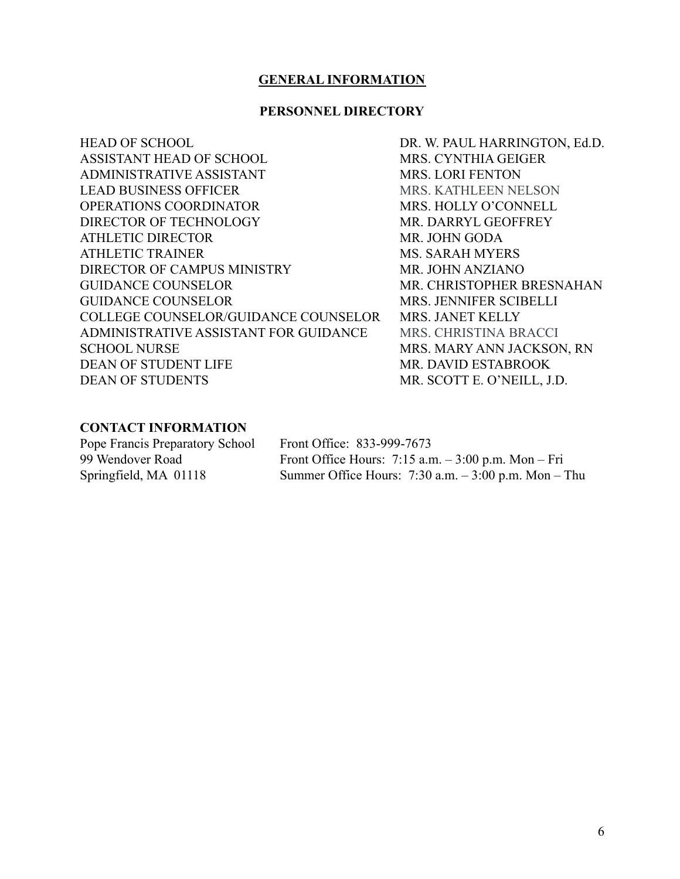## GENERAL INFORMATION

### PERSONNEL DIRECTORY

| | |
|---|---|
| HEAD OF SCHOOL | DR. W. PAUL HARRINGTON, Ed.D. |
| ASSISTANT HEAD OF SCHOOL | MRS. CYNTHIA GEIGER |
| ADMINISTRATIVE ASSISTANT | MRS. LORI FENTON |
| LEAD BUSINESS OFFICER | MRS. KATHLEEN NELSON |
| OPERATIONS COORDINATOR | MRS. HOLLY O'CONNELL |
| DIRECTOR OF TECHNOLOGY | MR. DARRYL GEOFFREY |
| ATHLETIC DIRECTOR | MR. JOHN GODA |
| ATHLETIC TRAINER | MS. SARAH MYERS |
| DIRECTOR OF CAMPUS MINISTRY | MR. JOHN ANZIANO |
| GUIDANCE COUNSELOR | MR. CHRISTOPHER BRESNAHAN |
| GUIDANCE COUNSELOR | MRS. JENNIFER SCIBELLI |
| COLLEGE COUNSELOR/GUIDANCE COUNSELOR | MRS. JANET KELLY |
| ADMINISTRATIVE ASSISTANT FOR GUIDANCE | MRS. CHRISTINA BRACCI |
| SCHOOL NURSE | MRS. MARY ANN JACKSON, RN |
| DEAN OF STUDENT LIFE | MR. DAVID ESTABROOK |
| DEAN OF STUDENTS | MR. SCOTT E. O'NEILL, J.D. |

**CONTACT INFORMATION**

Pope Francis Preparatory School
99 Wendover Road
Springfield, MA 01118

Front Office: 833-999-7673
Front Office Hours: 7:15 a.m. – 3:00 p.m. Mon – Fri
Summer Office Hours: 7:30 a.m. – 3:00 p.m. Mon – Thu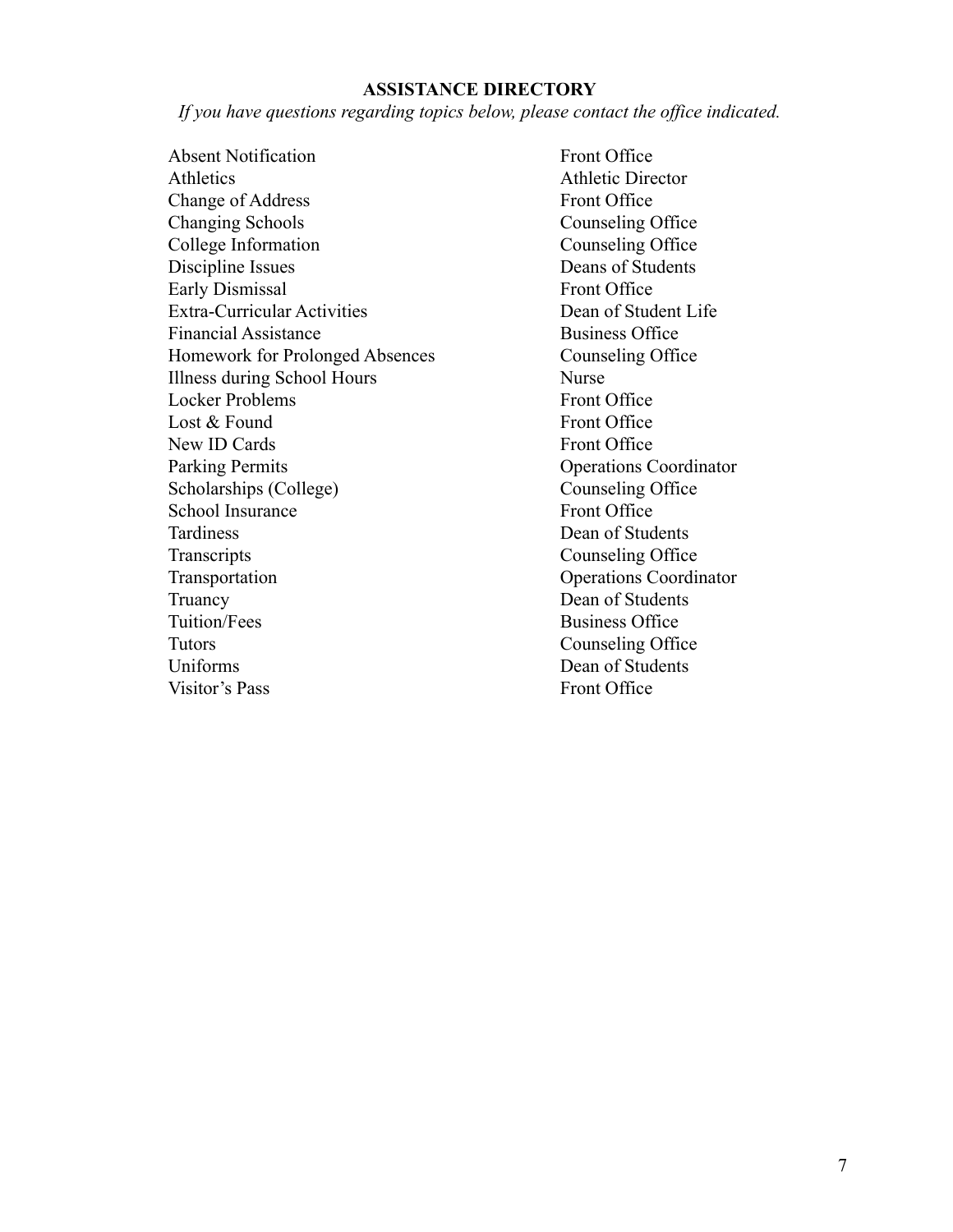## ASSISTANCE DIRECTORY

*If you have questions regarding topics below, please contact the office indicated.*

| Topic | Office |
|---|---|
| Absent Notification | Front Office |
| Athletics | Athletic Director |
| Change of Address | Front Office |
| Changing Schools | Counseling Office |
| College Information | Counseling Office |
| Discipline Issues | Deans of Students |
| Early Dismissal | Front Office |
| Extra-Curricular Activities | Dean of Student Life |
| Financial Assistance | Business Office |
| Homework for Prolonged Absences | Counseling Office |
| Illness during School Hours | Nurse |
| Locker Problems | Front Office |
| Lost & Found | Front Office |
| New ID Cards | Front Office |
| Parking Permits | Operations Coordinator |
| Scholarships (College) | Counseling Office |
| School Insurance | Front Office |
| Tardiness | Dean of Students |
| Transcripts | Counseling Office |
| Transportation | Operations Coordinator |
| Truancy | Dean of Students |
| Tuition/Fees | Business Office |
| Tutors | Counseling Office |
| Uniforms | Dean of Students |
| Visitor's Pass | Front Office |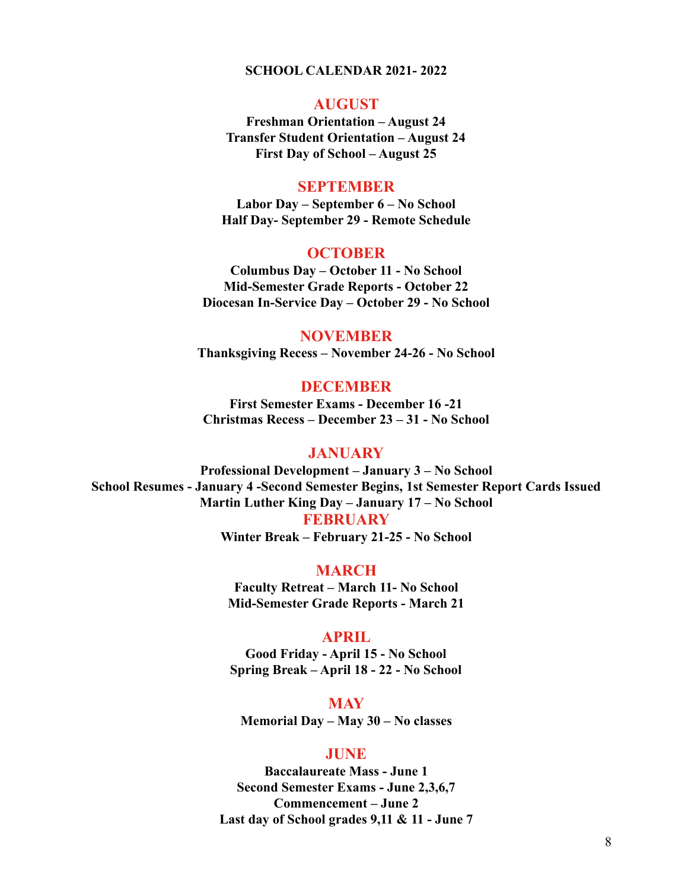# SCHOOL CALENDAR 2021- 2022

## AUGUST

**Freshman Orientation – August 24**
**Transfer Student Orientation – August 24**
**First Day of School – August 25**

## SEPTEMBER

**Labor Day – September 6 – No School**
**Half Day- September 29 - Remote Schedule**

## OCTOBER

**Columbus Day – October 11 - No School**
**Mid-Semester Grade Reports - October 22**
**Diocesan In-Service Day – October 29 - No School**

## NOVEMBER

**Thanksgiving Recess – November 24-26 - No School**

## DECEMBER

**First Semester Exams - December 16 -21**
**Christmas Recess – December 23 – 31 - No School**

## JANUARY

**Professional Development – January 3 – No School**
**School Resumes - January 4 -Second Semester Begins, 1st Semester Report Cards Issued**
**Martin Luther King Day – January 17 – No School**

## FEBRUARY

**Winter Break – February 21-25 - No School**

## MARCH

**Faculty Retreat – March 11- No School**
**Mid-Semester Grade Reports - March 21**

## APRIL

**Good Friday - April 15 - No School**
**Spring Break – April 18 - 22 - No School**

## MAY

**Memorial Day – May 30 – No classes**

## JUNE

**Baccalaureate Mass - June 1**
**Second Semester Exams - June 2,3,6,7**
**Commencement – June 2**
**Last day of School grades 9,11 & 11 - June 7**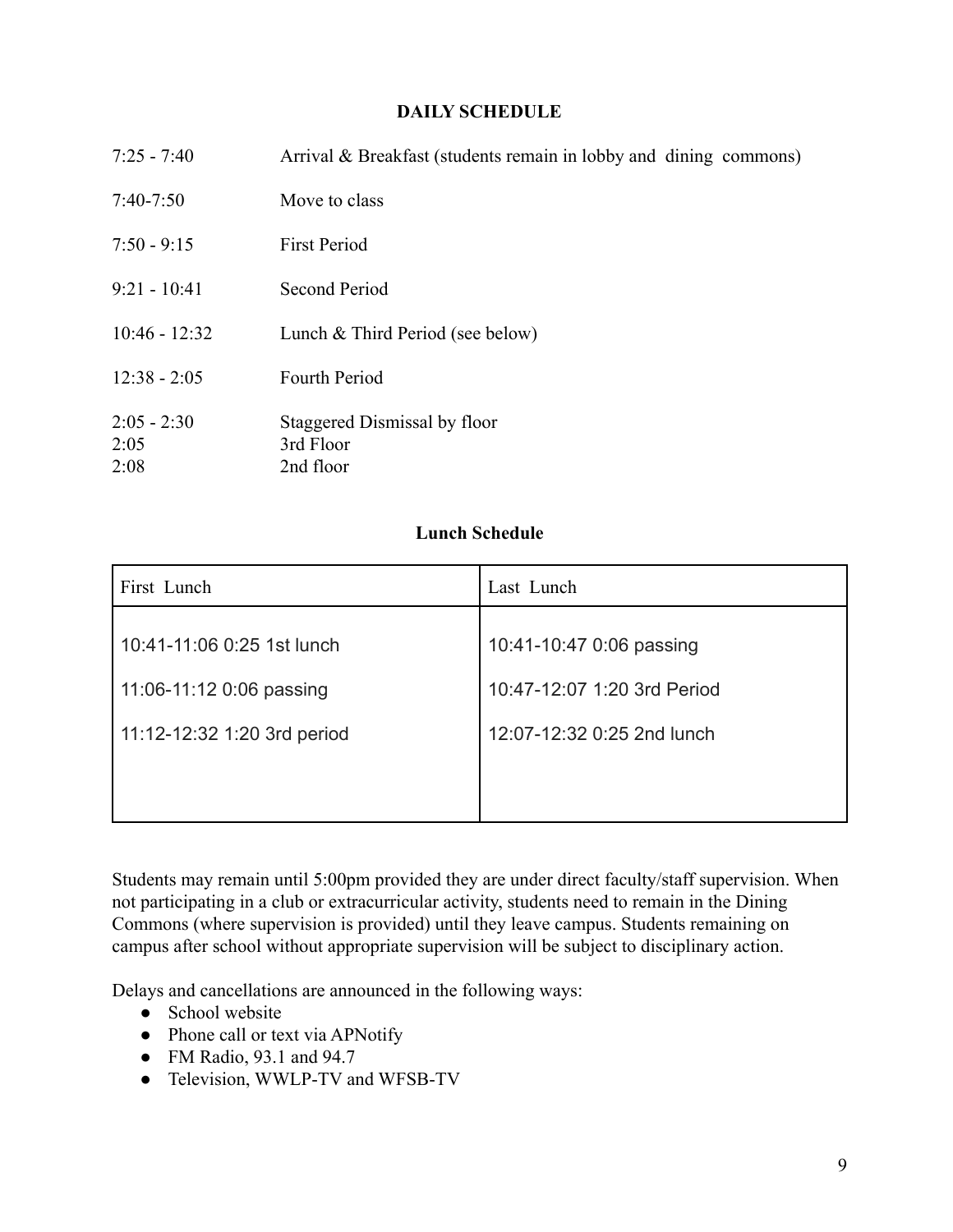## DAILY SCHEDULE

| | |
|---|---|
| 7:25 - 7:40 | Arrival & Breakfast (students remain in lobby and dining commons) |
| 7:40-7:50 | Move to class |
| 7:50 - 9:15 | First Period |
| 9:21 - 10:41 | Second Period |
| 10:46 - 12:32 | Lunch & Third Period (see below) |
| 12:38 - 2:05 | Fourth Period |
| 2:05 - 2:30 | Staggered Dismissal by floor |
| 2:05 | 3rd Floor |
| 2:08 | 2nd floor |

### Lunch Schedule

| First Lunch | Last Lunch |
|---|---|
| 10:41-11:06 0:25 1st lunch | 10:41-10:47 0:06 passing |
| 11:06-11:12 0:06 passing | 10:47-12:07 1:20 3rd Period |
| 11:12-12:32 1:20 3rd period | 12:07-12:32 0:25 2nd lunch |

Students may remain until 5:00pm provided they are under direct faculty/staff supervision. When not participating in a club or extracurricular activity, students need to remain in the Dining Commons (where supervision is provided) until they leave campus. Students remaining on campus after school without appropriate supervision will be subject to disciplinary action.

Delays and cancellations are announced in the following ways:

- School website
- Phone call or text via APNotify
- FM Radio, 93.1 and 94.7
- Television, WWLP-TV and WFSB-TV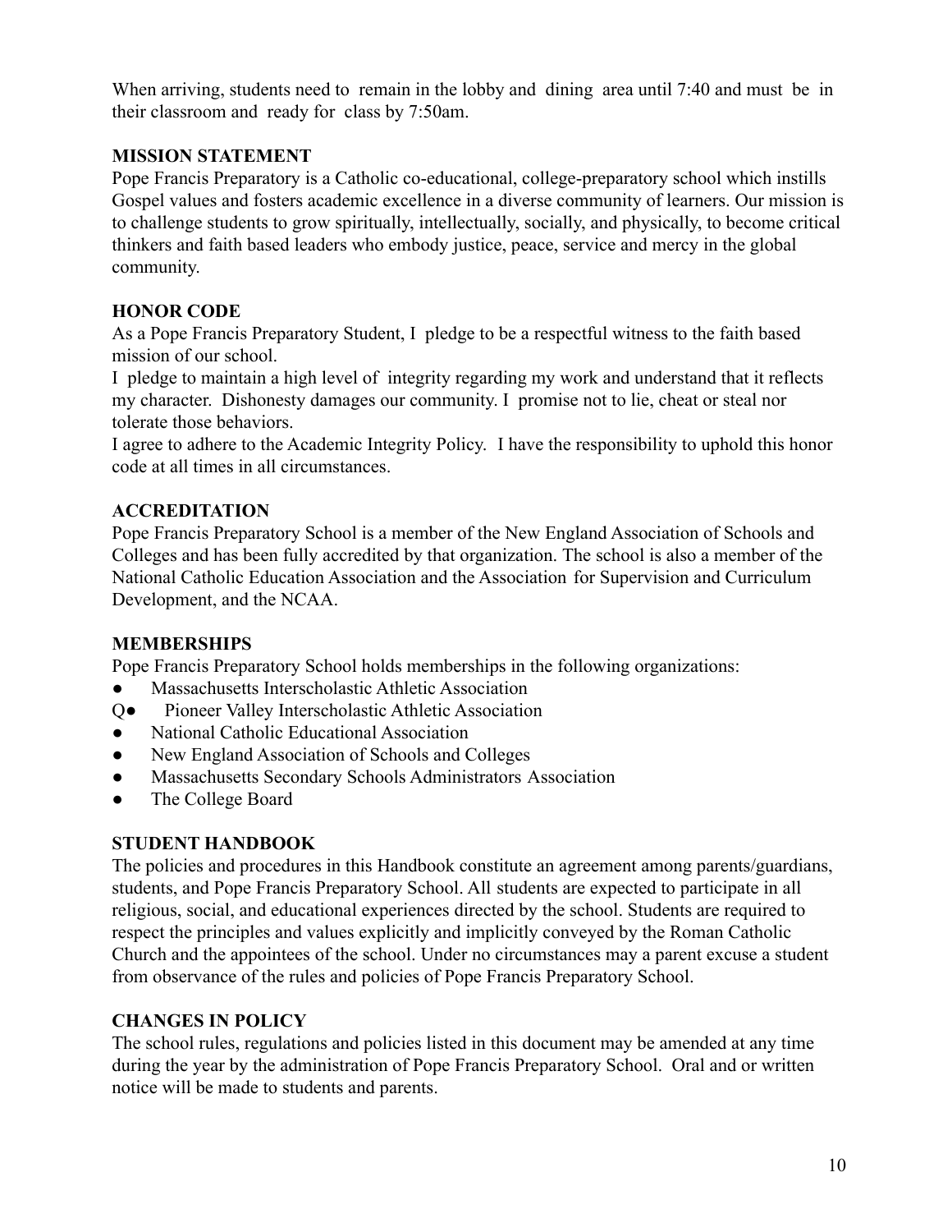When arriving, students need to remain in the lobby and dining area until 7:40 and must be in their classroom and ready for class by 7:50am.

**MISSION STATEMENT**

Pope Francis Preparatory is a Catholic co-educational, college-preparatory school which instills Gospel values and fosters academic excellence in a diverse community of learners. Our mission is to challenge students to grow spiritually, intellectually, socially, and physically, to become critical thinkers and faith based leaders who embody justice, peace, service and mercy in the global community.

**HONOR CODE**

As a Pope Francis Preparatory Student, I pledge to be a respectful witness to the faith based mission of our school.

I pledge to maintain a high level of integrity regarding my work and understand that it reflects my character. Dishonesty damages our community. I promise not to lie, cheat or steal nor tolerate those behaviors.

I agree to adhere to the Academic Integrity Policy. I have the responsibility to uphold this honor code at all times in all circumstances.

**ACCREDITATION**

Pope Francis Preparatory School is a member of the New England Association of Schools and Colleges and has been fully accredited by that organization. The school is also a member of the National Catholic Education Association and the Association for Supervision and Curriculum Development, and the NCAA.

**MEMBERSHIPS**

Pope Francis Preparatory School holds memberships in the following organizations:

- Massachusetts Interscholastic Athletic Association
- Q Pioneer Valley Interscholastic Athletic Association
- National Catholic Educational Association
- New England Association of Schools and Colleges
- Massachusetts Secondary Schools Administrators Association
- The College Board

**STUDENT HANDBOOK**

The policies and procedures in this Handbook constitute an agreement among parents/guardians, students, and Pope Francis Preparatory School. All students are expected to participate in all religious, social, and educational experiences directed by the school. Students are required to respect the principles and values explicitly and implicitly conveyed by the Roman Catholic Church and the appointees of the school. Under no circumstances may a parent excuse a student from observance of the rules and policies of Pope Francis Preparatory School.

**CHANGES IN POLICY**

The school rules, regulations and policies listed in this document may be amended at any time during the year by the administration of Pope Francis Preparatory School. Oral and or written notice will be made to students and parents.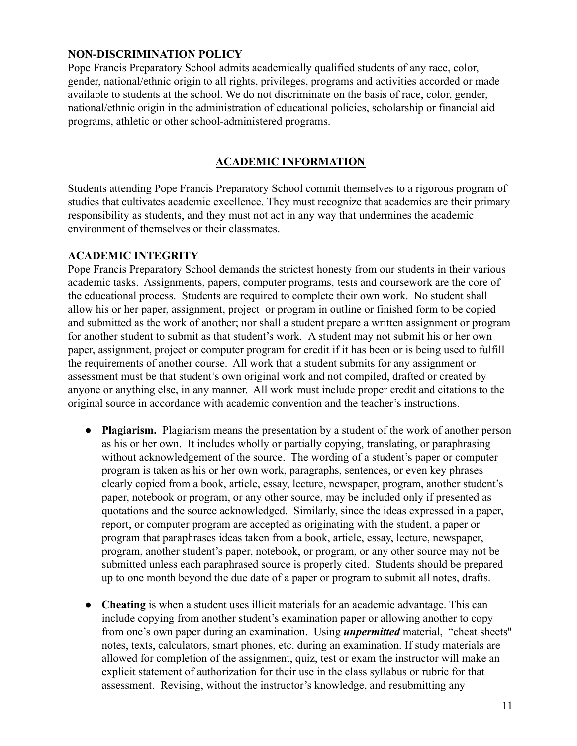### NON-DISCRIMINATION POLICY

Pope Francis Preparatory School admits academically qualified students of any race, color, gender, national/ethnic origin to all rights, privileges, programs and activities accorded or made available to students at the school. We do not discriminate on the basis of race, color, gender, national/ethnic origin in the administration of educational policies, scholarship or financial aid programs, athletic or other school-administered programs.

## ACADEMIC INFORMATION

Students attending Pope Francis Preparatory School commit themselves to a rigorous program of studies that cultivates academic excellence. They must recognize that academics are their primary responsibility as students, and they must not act in any way that undermines the academic environment of themselves or their classmates.

### ACADEMIC INTEGRITY

Pope Francis Preparatory School demands the strictest honesty from our students in their various academic tasks. Assignments, papers, computer programs, tests and coursework are the core of the educational process. Students are required to complete their own work. No student shall allow his or her paper, assignment, project or program in outline or finished form to be copied and submitted as the work of another; nor shall a student prepare a written assignment or program for another student to submit as that student's work. A student may not submit his or her own paper, assignment, project or computer program for credit if it has been or is being used to fulfill the requirements of another course. All work that a student submits for any assignment or assessment must be that student's own original work and not compiled, drafted or created by anyone or anything else, in any manner. All work must include proper credit and citations to the original source in accordance with academic convention and the teacher's instructions.

- **Plagiarism.** Plagiarism means the presentation by a student of the work of another person as his or her own. It includes wholly or partially copying, translating, or paraphrasing without acknowledgement of the source. The wording of a student's paper or computer program is taken as his or her own work, paragraphs, sentences, or even key phrases clearly copied from a book, article, essay, lecture, newspaper, program, another student's paper, notebook or program, or any other source, may be included only if presented as quotations and the source acknowledged. Similarly, since the ideas expressed in a paper, report, or computer program are accepted as originating with the student, a paper or program that paraphrases ideas taken from a book, article, essay, lecture, newspaper, program, another student's paper, notebook, or program, or any other source may not be submitted unless each paraphrased source is properly cited. Students should be prepared up to one month beyond the due date of a paper or program to submit all notes, drafts.

- **Cheating** is when a student uses illicit materials for an academic advantage. This can include copying from another student's examination paper or allowing another to copy from one's own paper during an examination. Using ***unpermitted*** material, "cheat sheets" notes, texts, calculators, smart phones, etc. during an examination. If study materials are allowed for completion of the assignment, quiz, test or exam the instructor will make an explicit statement of authorization for their use in the class syllabus or rubric for that assessment. Revising, without the instructor's knowledge, and resubmitting any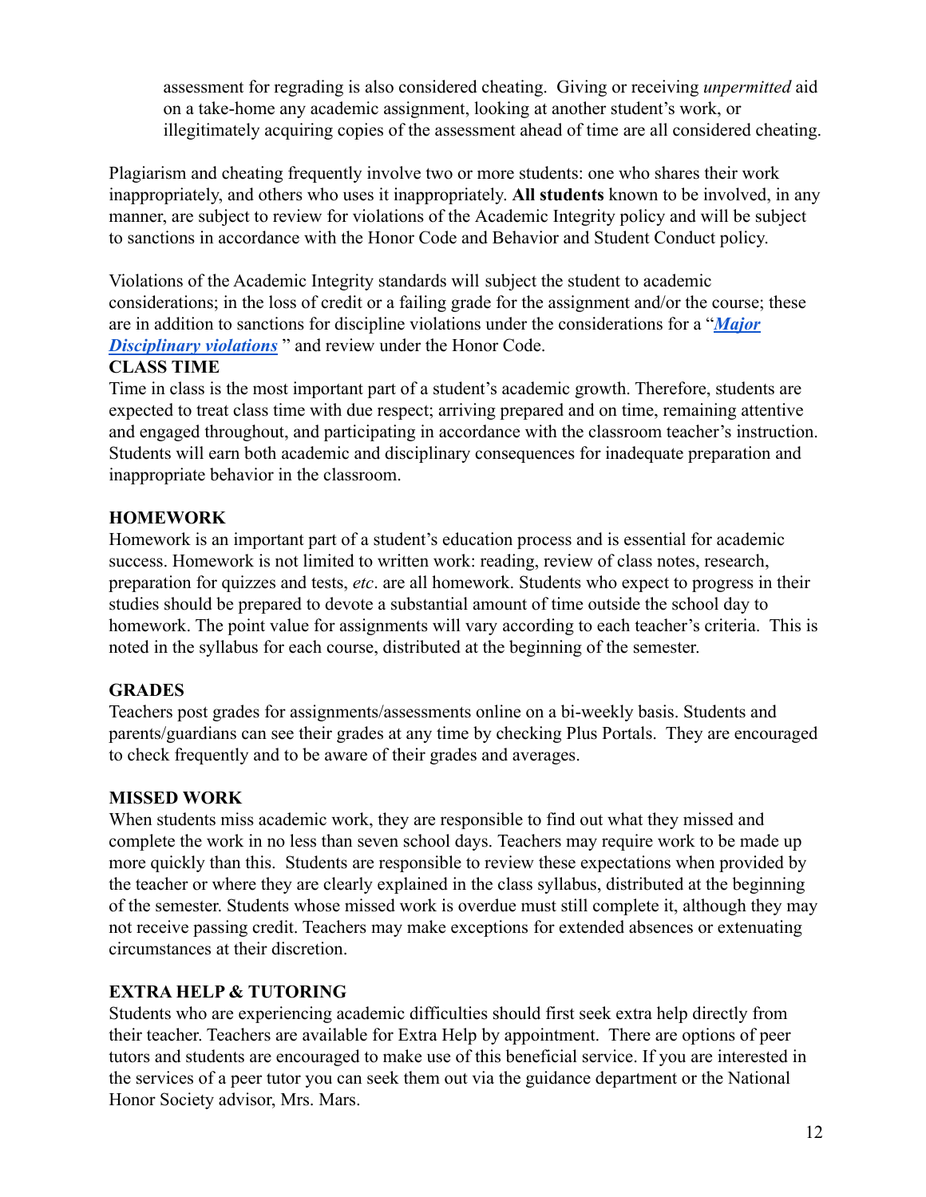assessment for regrading is also considered cheating. Giving or receiving *unpermitted* aid on a take-home any academic assignment, looking at another student's work, or illegitimately acquiring copies of the assessment ahead of time are all considered cheating.

Plagiarism and cheating frequently involve two or more students: one who shares their work inappropriately, and others who uses it inappropriately. **All students** known to be involved, in any manner, are subject to review for violations of the Academic Integrity policy and will be subject to sanctions in accordance with the Honor Code and Behavior and Student Conduct policy.

Violations of the Academic Integrity standards will subject the student to academic considerations; in the loss of credit or a failing grade for the assignment and/or the course; these are in addition to sanctions for discipline violations under the considerations for a "***Major Disciplinary violations*** " and review under the Honor Code.

**CLASS TIME**

Time in class is the most important part of a student's academic growth. Therefore, students are expected to treat class time with due respect; arriving prepared and on time, remaining attentive and engaged throughout, and participating in accordance with the classroom teacher's instruction. Students will earn both academic and disciplinary consequences for inadequate preparation and inappropriate behavior in the classroom.

**HOMEWORK**

Homework is an important part of a student's education process and is essential for academic success. Homework is not limited to written work: reading, review of class notes, research, preparation for quizzes and tests, *etc*. are all homework. Students who expect to progress in their studies should be prepared to devote a substantial amount of time outside the school day to homework. The point value for assignments will vary according to each teacher's criteria. This is noted in the syllabus for each course, distributed at the beginning of the semester.

**GRADES**

Teachers post grades for assignments/assessments online on a bi-weekly basis. Students and parents/guardians can see their grades at any time by checking Plus Portals. They are encouraged to check frequently and to be aware of their grades and averages.

**MISSED WORK**

When students miss academic work, they are responsible to find out what they missed and complete the work in no less than seven school days. Teachers may require work to be made up more quickly than this. Students are responsible to review these expectations when provided by the teacher or where they are clearly explained in the class syllabus, distributed at the beginning of the semester. Students whose missed work is overdue must still complete it, although they may not receive passing credit. Teachers may make exceptions for extended absences or extenuating circumstances at their discretion.

**EXTRA HELP & TUTORING**

Students who are experiencing academic difficulties should first seek extra help directly from their teacher. Teachers are available for Extra Help by appointment. There are options of peer tutors and students are encouraged to make use of this beneficial service. If you are interested in the services of a peer tutor you can seek them out via the guidance department or the National Honor Society advisor, Mrs. Mars.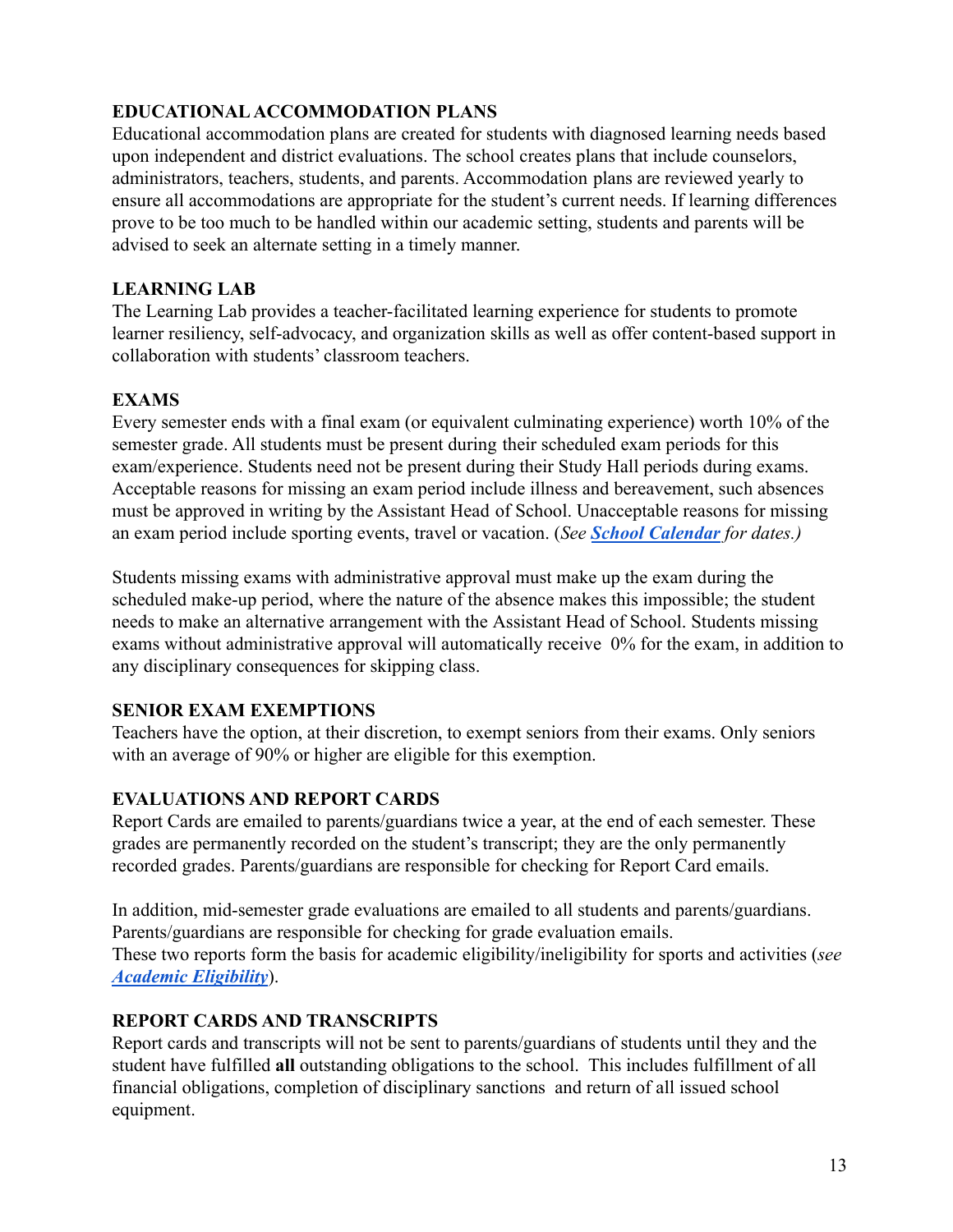## EDUCATIONAL ACCOMMODATION PLANS

Educational accommodation plans are created for students with diagnosed learning needs based upon independent and district evaluations. The school creates plans that include counselors, administrators, teachers, students, and parents. Accommodation plans are reviewed yearly to ensure all accommodations are appropriate for the student's current needs. If learning differences prove to be too much to be handled within our academic setting, students and parents will be advised to seek an alternate setting in a timely manner.

## LEARNING LAB

The Learning Lab provides a teacher-facilitated learning experience for students to promote learner resiliency, self-advocacy, and organization skills as well as offer content-based support in collaboration with students' classroom teachers.

## EXAMS

Every semester ends with a final exam (or equivalent culminating experience) worth 10% of the semester grade. All students must be present during their scheduled exam periods for this exam/experience. Students need not be present during their Study Hall periods during exams. Acceptable reasons for missing an exam period include illness and bereavement, such absences must be approved in writing by the Assistant Head of School. Unacceptable reasons for missing an exam period include sporting events, travel or vacation. (*See **School Calendar** for dates.)*

Students missing exams with administrative approval must make up the exam during the scheduled make-up period, where the nature of the absence makes this impossible; the student needs to make an alternative arrangement with the Assistant Head of School. Students missing exams without administrative approval will automatically receive 0% for the exam, in addition to any disciplinary consequences for skipping class.

## SENIOR EXAM EXEMPTIONS

Teachers have the option, at their discretion, to exempt seniors from their exams. Only seniors with an average of 90% or higher are eligible for this exemption.

## EVALUATIONS AND REPORT CARDS

Report Cards are emailed to parents/guardians twice a year, at the end of each semester. These grades are permanently recorded on the student's transcript; they are the only permanently recorded grades. Parents/guardians are responsible for checking for Report Card emails.

In addition, mid-semester grade evaluations are emailed to all students and parents/guardians. Parents/guardians are responsible for checking for grade evaluation emails.
These two reports form the basis for academic eligibility/ineligibility for sports and activities (*see **Academic Eligibility***).

## REPORT CARDS AND TRANSCRIPTS

Report cards and transcripts will not be sent to parents/guardians of students until they and the student have fulfilled **all** outstanding obligations to the school. This includes fulfillment of all financial obligations, completion of disciplinary sanctions and return of all issued school equipment.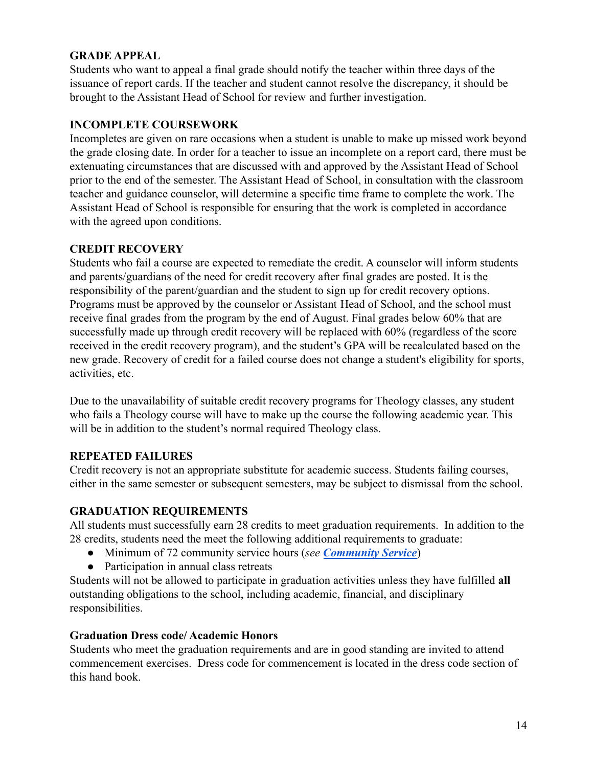## GRADE APPEAL

Students who want to appeal a final grade should notify the teacher within three days of the issuance of report cards. If the teacher and student cannot resolve the discrepancy, it should be brought to the Assistant Head of School for review and further investigation.

## INCOMPLETE COURSEWORK

Incompletes are given on rare occasions when a student is unable to make up missed work beyond the grade closing date. In order for a teacher to issue an incomplete on a report card, there must be extenuating circumstances that are discussed with and approved by the Assistant Head of School prior to the end of the semester. The Assistant Head of School, in consultation with the classroom teacher and guidance counselor, will determine a specific time frame to complete the work. The Assistant Head of School is responsible for ensuring that the work is completed in accordance with the agreed upon conditions.

## CREDIT RECOVERY

Students who fail a course are expected to remediate the credit. A counselor will inform students and parents/guardians of the need for credit recovery after final grades are posted. It is the responsibility of the parent/guardian and the student to sign up for credit recovery options. Programs must be approved by the counselor or Assistant Head of School, and the school must receive final grades from the program by the end of August. Final grades below 60% that are successfully made up through credit recovery will be replaced with 60% (regardless of the score received in the credit recovery program), and the student's GPA will be recalculated based on the new grade. Recovery of credit for a failed course does not change a student's eligibility for sports, activities, etc.

Due to the unavailability of suitable credit recovery programs for Theology classes, any student who fails a Theology course will have to make up the course the following academic year. This will be in addition to the student's normal required Theology class.

## REPEATED FAILURES

Credit recovery is not an appropriate substitute for academic success. Students failing courses, either in the same semester or subsequent semesters, may be subject to dismissal from the school.

## GRADUATION REQUIREMENTS

All students must successfully earn 28 credits to meet graduation requirements. In addition to the 28 credits, students need the meet the following additional requirements to graduate:

- Minimum of 72 community service hours (*see* ***Community Service***)
- Participation in annual class retreats

Students will not be allowed to participate in graduation activities unless they have fulfilled **all** outstanding obligations to the school, including academic, financial, and disciplinary responsibilities.

### Graduation Dress code/ Academic Honors

Students who meet the graduation requirements and are in good standing are invited to attend commencement exercises. Dress code for commencement is located in the dress code section of this hand book.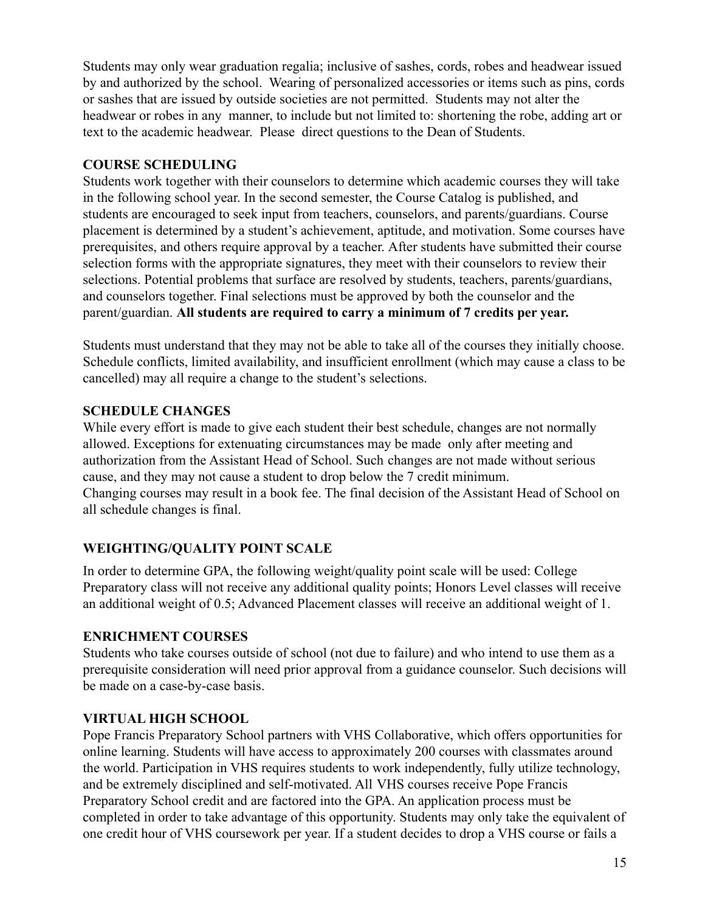Students may only wear graduation regalia; inclusive of sashes, cords, robes and headwear issued by and authorized by the school. Wearing of personalized accessories or items such as pins, cords or sashes that are issued by outside societies are not permitted. Students may not alter the headwear or robes in any manner, to include but not limited to: shortening the robe, adding art or text to the academic headwear. Please direct questions to the Dean of Students.

## COURSE SCHEDULING

Students work together with their counselors to determine which academic courses they will take in the following school year. In the second semester, the Course Catalog is published, and students are encouraged to seek input from teachers, counselors, and parents/guardians. Course placement is determined by a student's achievement, aptitude, and motivation. Some courses have prerequisites, and others require approval by a teacher. After students have submitted their course selection forms with the appropriate signatures, they meet with their counselors to review their selections. Potential problems that surface are resolved by students, teachers, parents/guardians, and counselors together. Final selections must be approved by both the counselor and the parent/guardian. **All students are required to carry a minimum of 7 credits per year.**

Students must understand that they may not be able to take all of the courses they initially choose. Schedule conflicts, limited availability, and insufficient enrollment (which may cause a class to be cancelled) may all require a change to the student's selections.

## SCHEDULE CHANGES

While every effort is made to give each student their best schedule, changes are not normally allowed. Exceptions for extenuating circumstances may be made only after meeting and authorization from the Assistant Head of School. Such changes are not made without serious cause, and they may not cause a student to drop below the 7 credit minimum.
Changing courses may result in a book fee. The final decision of the Assistant Head of School on all schedule changes is final.

## WEIGHTING/QUALITY POINT SCALE

In order to determine GPA, the following weight/quality point scale will be used: College Preparatory class will not receive any additional quality points; Honors Level classes will receive an additional weight of 0.5; Advanced Placement classes will receive an additional weight of 1.

## ENRICHMENT COURSES

Students who take courses outside of school (not due to failure) and who intend to use them as a prerequisite consideration will need prior approval from a guidance counselor. Such decisions will be made on a case-by-case basis.

## VIRTUAL HIGH SCHOOL

Pope Francis Preparatory School partners with VHS Collaborative, which offers opportunities for online learning. Students will have access to approximately 200 courses with classmates around the world. Participation in VHS requires students to work independently, fully utilize technology, and be extremely disciplined and self-motivated. All VHS courses receive Pope Francis Preparatory School credit and are factored into the GPA. An application process must be completed in order to take advantage of this opportunity. Students may only take the equivalent of one credit hour of VHS coursework per year. If a student decides to drop a VHS course or fails a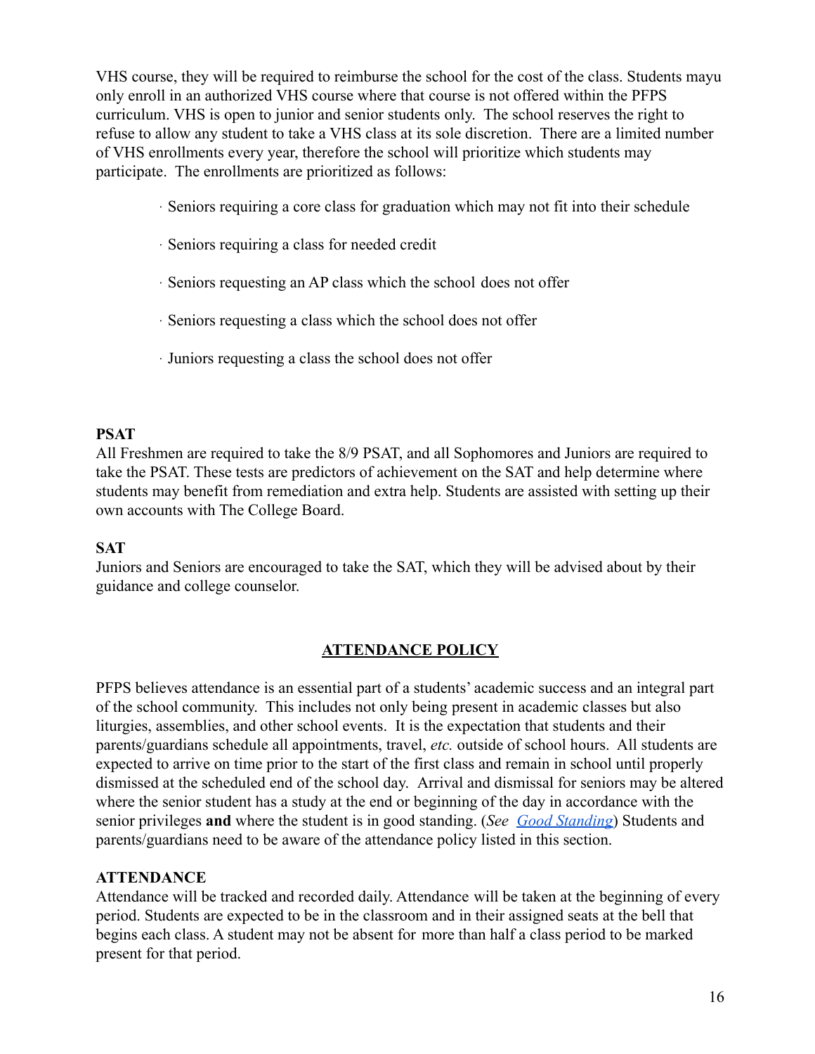VHS course, they will be required to reimburse the school for the cost of the class. Students mayu only enroll in an authorized VHS course where that course is not offered within the PFPS curriculum. VHS is open to junior and senior students only. The school reserves the right to refuse to allow any student to take a VHS class at its sole discretion. There are a limited number of VHS enrollments every year, therefore the school will prioritize which students may participate. The enrollments are prioritized as follows:

- Seniors requiring a core class for graduation which may not fit into their schedule
- Seniors requiring a class for needed credit
- Seniors requesting an AP class which the school does not offer
- Seniors requesting a class which the school does not offer
- Juniors requesting a class the school does not offer

**PSAT**

All Freshmen are required to take the 8/9 PSAT, and all Sophomores and Juniors are required to take the PSAT. These tests are predictors of achievement on the SAT and help determine where students may benefit from remediation and extra help. Students are assisted with setting up their own accounts with The College Board.

**SAT**

Juniors and Seniors are encouraged to take the SAT, which they will be advised about by their guidance and college counselor.

## ATTENDANCE POLICY

PFPS believes attendance is an essential part of a students' academic success and an integral part of the school community. This includes not only being present in academic classes but also liturgies, assemblies, and other school events. It is the expectation that students and their parents/guardians schedule all appointments, travel, *etc.* outside of school hours. All students are expected to arrive on time prior to the start of the first class and remain in school until properly dismissed at the scheduled end of the day. Arrival and dismissal for seniors may be altered where the senior student has a study at the end or beginning of the day in accordance with the senior privileges **and** where the student is in good standing. (*See* *Good Standing*) Students and parents/guardians need to be aware of the attendance policy listed in this section.

**ATTENDANCE**

Attendance will be tracked and recorded daily. Attendance will be taken at the beginning of every period. Students are expected to be in the classroom and in their assigned seats at the bell that begins each class. A student may not be absent for more than half a class period to be marked present for that period.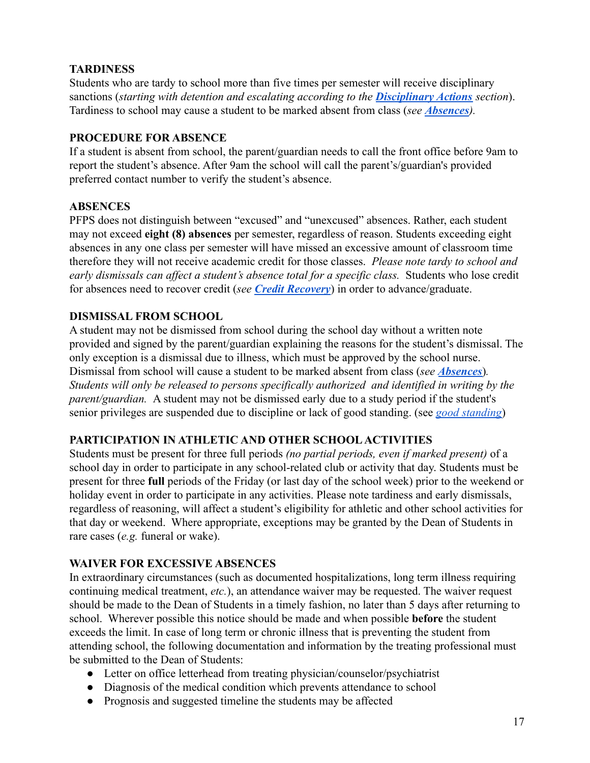## TARDINESS

Students who are tardy to school more than five times per semester will receive disciplinary sanctions (*starting with detention and escalating according to the **Disciplinary Actions** section*). Tardiness to school may cause a student to be marked absent from class (*see **Absences**).*

## PROCEDURE FOR ABSENCE

If a student is absent from school, the parent/guardian needs to call the front office before 9am to report the student's absence. After 9am the school will call the parent's/guardian's provided preferred contact number to verify the student's absence.

## ABSENCES

PFPS does not distinguish between "excused" and "unexcused" absences. Rather, each student may not exceed **eight (8) absences** per semester, regardless of reason. Students exceeding eight absences in any one class per semester will have missed an excessive amount of classroom time therefore they will not receive academic credit for those classes. *Please note tardy to school and early dismissals can affect a student's absence total for a specific class.* Students who lose credit for absences need to recover credit (*see **Credit Recovery***) in order to advance/graduate.

## DISMISSAL FROM SCHOOL

A student may not be dismissed from school during the school day without a written note provided and signed by the parent/guardian explaining the reasons for the student's dismissal. The only exception is a dismissal due to illness, which must be approved by the school nurse. Dismissal from school will cause a student to be marked absent from class (*see **Absences***). *Students will only be released to persons specifically authorized and identified in writing by the parent/guardian.* A student may not be dismissed early due to a study period if the student's senior privileges are suspended due to discipline or lack of good standing. (see *good standing*)

## PARTICIPATION IN ATHLETIC AND OTHER SCHOOL ACTIVITIES

Students must be present for three full periods *(no partial periods, even if marked present)* of a school day in order to participate in any school-related club or activity that day. Students must be present for three **full** periods of the Friday (or last day of the school week) prior to the weekend or holiday event in order to participate in any activities. Please note tardiness and early dismissals, regardless of reasoning, will affect a student's eligibility for athletic and other school activities for that day or weekend. Where appropriate, exceptions may be granted by the Dean of Students in rare cases (*e.g.* funeral or wake).

## WAIVER FOR EXCESSIVE ABSENCES

In extraordinary circumstances (such as documented hospitalizations, long term illness requiring continuing medical treatment, *etc.*), an attendance waiver may be requested. The waiver request should be made to the Dean of Students in a timely fashion, no later than 5 days after returning to school. Wherever possible this notice should be made and when possible **before** the student exceeds the limit. In case of long term or chronic illness that is preventing the student from attending school, the following documentation and information by the treating professional must be submitted to the Dean of Students:

- Letter on office letterhead from treating physician/counselor/psychiatrist
- Diagnosis of the medical condition which prevents attendance to school
- Prognosis and suggested timeline the students may be affected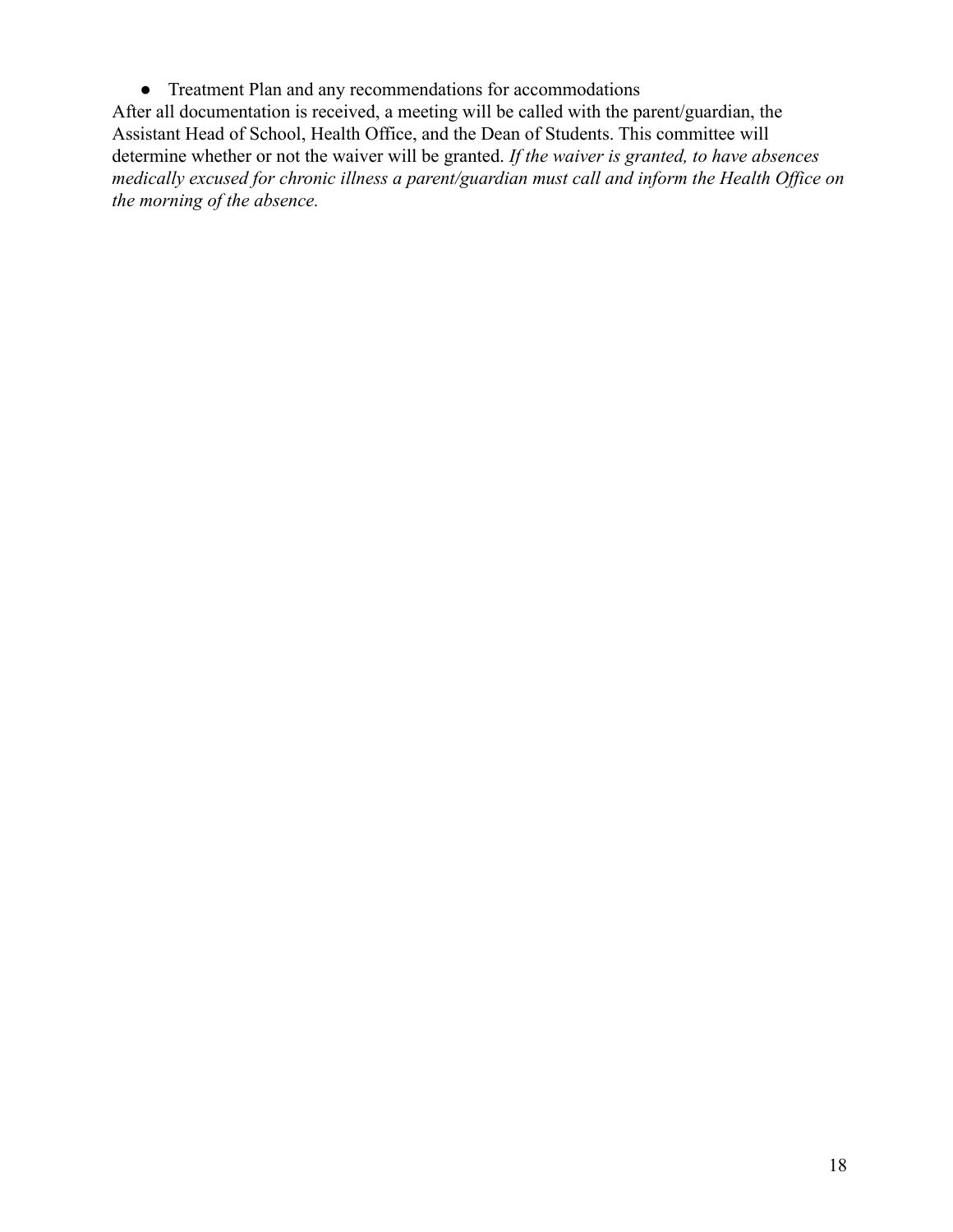- Treatment Plan and any recommendations for accommodations

After all documentation is received, a meeting will be called with the parent/guardian, the Assistant Head of School, Health Office, and the Dean of Students. This committee will determine whether or not the waiver will be granted. *If the waiver is granted, to have absences medically excused for chronic illness a parent/guardian must call and inform the Health Office on the morning of the absence.*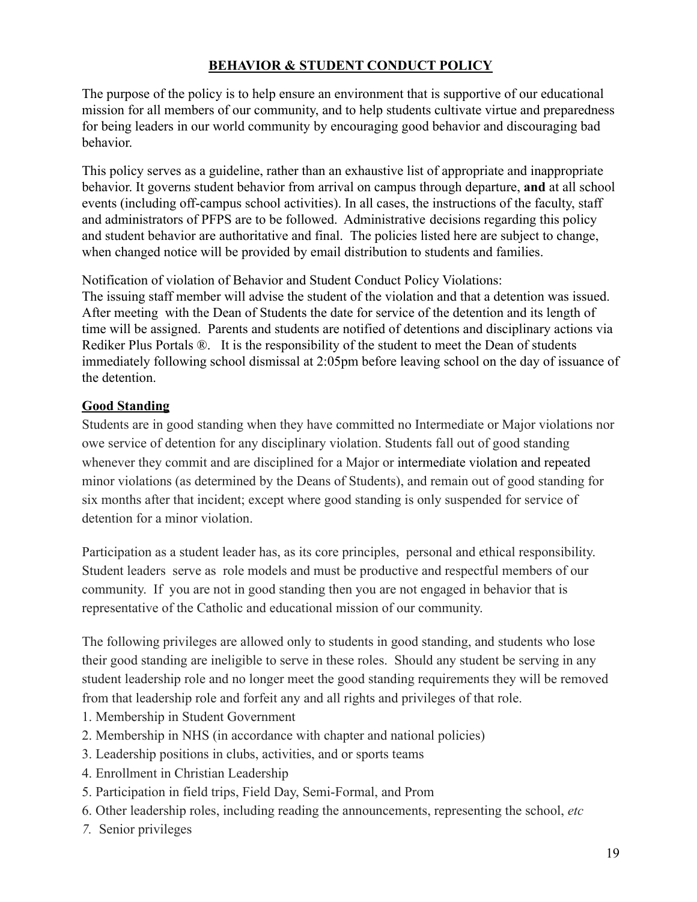# BEHAVIOR & STUDENT CONDUCT POLICY

The purpose of the policy is to help ensure an environment that is supportive of our educational mission for all members of our community, and to help students cultivate virtue and preparedness for being leaders in our world community by encouraging good behavior and discouraging bad behavior.

This policy serves as a guideline, rather than an exhaustive list of appropriate and inappropriate behavior. It governs student behavior from arrival on campus through departure, **and** at all school events (including off-campus school activities). In all cases, the instructions of the faculty, staff and administrators of PFPS are to be followed. Administrative decisions regarding this policy and student behavior are authoritative and final. The policies listed here are subject to change, when changed notice will be provided by email distribution to students and families.

Notification of violation of Behavior and Student Conduct Policy Violations:
The issuing staff member will advise the student of the violation and that a detention was issued. After meeting with the Dean of Students the date for service of the detention and its length of time will be assigned. Parents and students are notified of detentions and disciplinary actions via Rediker Plus Portals ®. It is the responsibility of the student to meet the Dean of students immediately following school dismissal at 2:05pm before leaving school on the day of issuance of the detention.

## Good Standing

Students are in good standing when they have committed no Intermediate or Major violations nor owe service of detention for any disciplinary violation. Students fall out of good standing whenever they commit and are disciplined for a Major or intermediate violation and repeated minor violations (as determined by the Deans of Students), and remain out of good standing for six months after that incident; except where good standing is only suspended for service of detention for a minor violation.

Participation as a student leader has, as its core principles, personal and ethical responsibility. Student leaders serve as role models and must be productive and respectful members of our community. If you are not in good standing then you are not engaged in behavior that is representative of the Catholic and educational mission of our community.

The following privileges are allowed only to students in good standing, and students who lose their good standing are ineligible to serve in these roles. Should any student be serving in any student leadership role and no longer meet the good standing requirements they will be removed from that leadership role and forfeit any and all rights and privileges of that role.

1. Membership in Student Government
2. Membership in NHS (in accordance with chapter and national policies)
3. Leadership positions in clubs, activities, and or sports teams
4. Enrollment in Christian Leadership
5. Participation in field trips, Field Day, Semi-Formal, and Prom
6. Other leadership roles, including reading the announcements, representing the school, *etc*
7. Senior privileges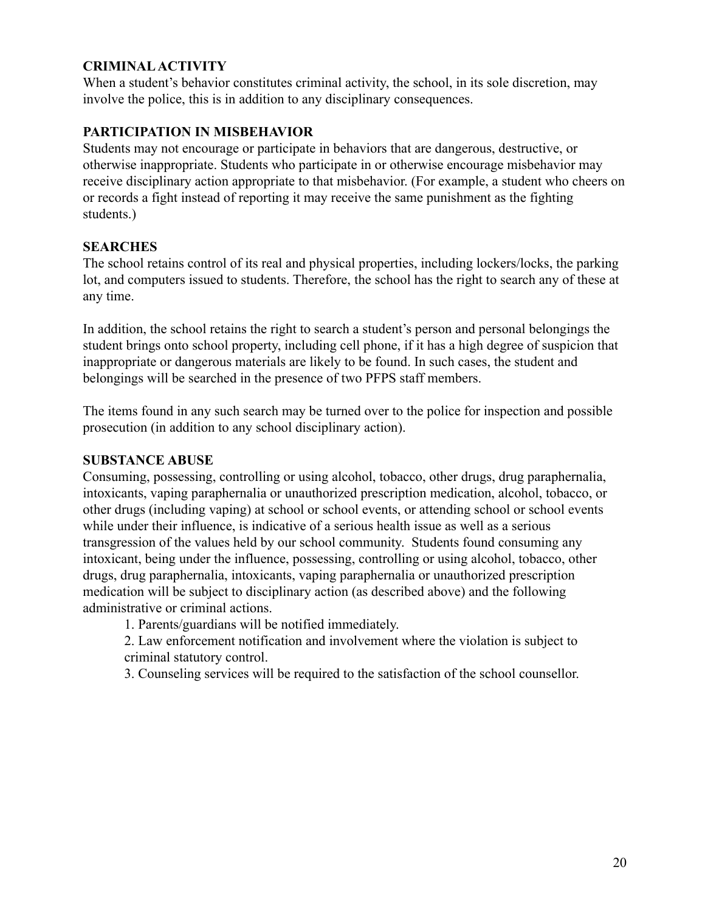**CRIMINAL ACTIVITY**
When a student's behavior constitutes criminal activity, the school, in its sole discretion, may involve the police, this is in addition to any disciplinary consequences.

**PARTICIPATION IN MISBEHAVIOR**
Students may not encourage or participate in behaviors that are dangerous, destructive, or otherwise inappropriate. Students who participate in or otherwise encourage misbehavior may receive disciplinary action appropriate to that misbehavior. (For example, a student who cheers on or records a fight instead of reporting it may receive the same punishment as the fighting students.)

**SEARCHES**
The school retains control of its real and physical properties, including lockers/locks, the parking lot, and computers issued to students. Therefore, the school has the right to search any of these at any time.

In addition, the school retains the right to search a student's person and personal belongings the student brings onto school property, including cell phone, if it has a high degree of suspicion that inappropriate or dangerous materials are likely to be found. In such cases, the student and belongings will be searched in the presence of two PFPS staff members.

The items found in any such search may be turned over to the police for inspection and possible prosecution (in addition to any school disciplinary action).

**SUBSTANCE ABUSE**
Consuming, possessing, controlling or using alcohol, tobacco, other drugs, drug paraphernalia, intoxicants, vaping paraphernalia or unauthorized prescription medication, alcohol, tobacco, or other drugs (including vaping) at school or school events, or attending school or school events while under their influence, is indicative of a serious health issue as well as a serious transgression of the values held by our school community. Students found consuming any intoxicant, being under the influence, possessing, controlling or using alcohol, tobacco, other drugs, drug paraphernalia, intoxicants, vaping paraphernalia or unauthorized prescription medication will be subject to disciplinary action (as described above) and the following administrative or criminal actions.

1. Parents/guardians will be notified immediately.
2. Law enforcement notification and involvement where the violation is subject to criminal statutory control.
3. Counseling services will be required to the satisfaction of the school counsellor.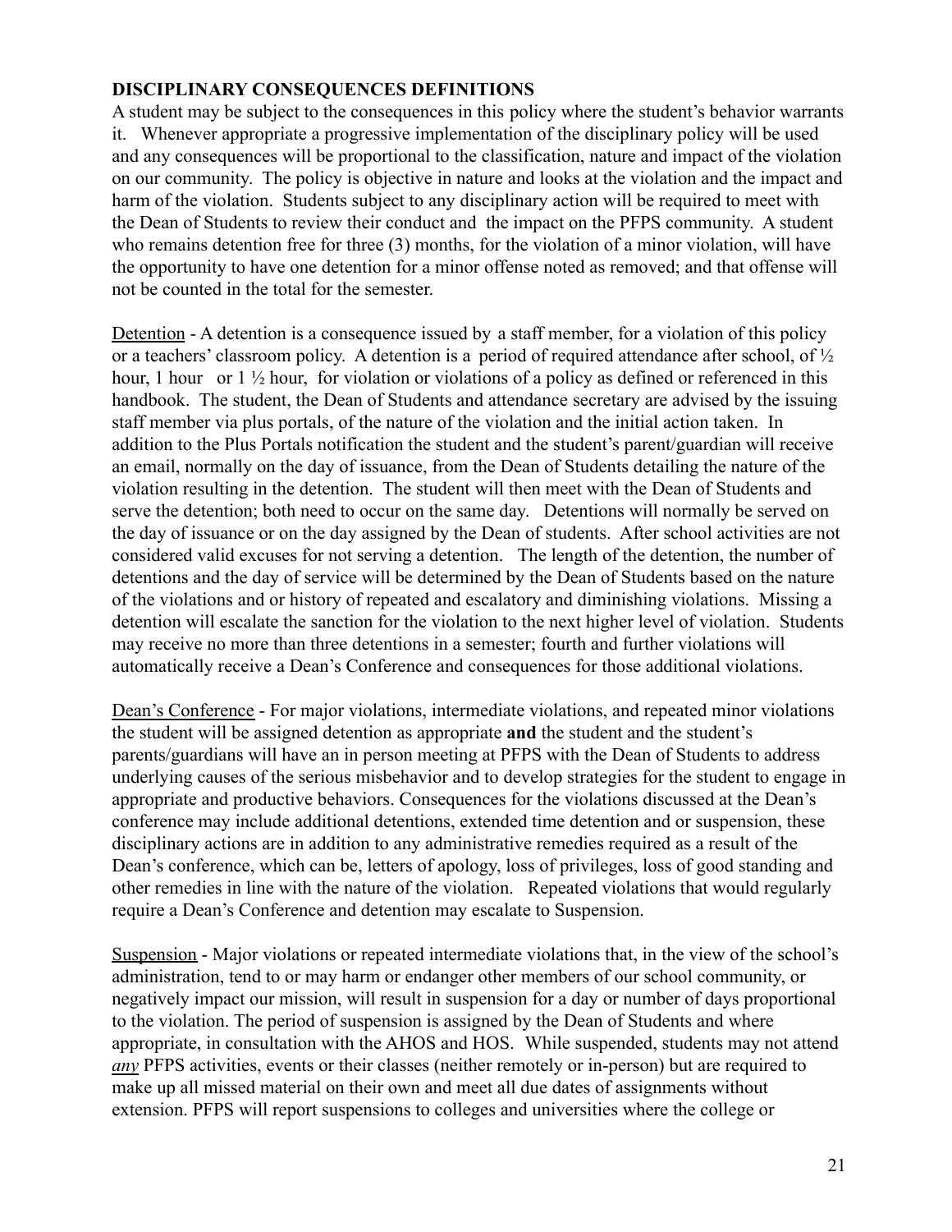**DISCIPLINARY CONSEQUENCES DEFINITIONS**

A student may be subject to the consequences in this policy where the student's behavior warrants it. Whenever appropriate a progressive implementation of the disciplinary policy will be used and any consequences will be proportional to the classification, nature and impact of the violation on our community. The policy is objective in nature and looks at the violation and the impact and harm of the violation. Students subject to any disciplinary action will be required to meet with the Dean of Students to review their conduct and the impact on the PFPS community. A student who remains detention free for three (3) months, for the violation of a minor violation, will have the opportunity to have one detention for a minor offense noted as removed; and that offense will not be counted in the total for the semester.

Detention - A detention is a consequence issued by a staff member, for a violation of this policy or a teachers' classroom policy. A detention is a period of required attendance after school, of ½ hour, 1 hour or 1 ½ hour, for violation or violations of a policy as defined or referenced in this handbook. The student, the Dean of Students and attendance secretary are advised by the issuing staff member via plus portals, of the nature of the violation and the initial action taken. In addition to the Plus Portals notification the student and the student's parent/guardian will receive an email, normally on the day of issuance, from the Dean of Students detailing the nature of the violation resulting in the detention. The student will then meet with the Dean of Students and serve the detention; both need to occur on the same day. Detentions will normally be served on the day of issuance or on the day assigned by the Dean of students. After school activities are not considered valid excuses for not serving a detention. The length of the detention, the number of detentions and the day of service will be determined by the Dean of Students based on the nature of the violations and or history of repeated and escalatory and diminishing violations. Missing a detention will escalate the sanction for the violation to the next higher level of violation. Students may receive no more than three detentions in a semester; fourth and further violations will automatically receive a Dean's Conference and consequences for those additional violations.

Dean's Conference - For major violations, intermediate violations, and repeated minor violations the student will be assigned detention as appropriate **and** the student and the student's parents/guardians will have an in person meeting at PFPS with the Dean of Students to address underlying causes of the serious misbehavior and to develop strategies for the student to engage in appropriate and productive behaviors. Consequences for the violations discussed at the Dean's conference may include additional detentions, extended time detention and or suspension, these disciplinary actions are in addition to any administrative remedies required as a result of the Dean's conference, which can be, letters of apology, loss of privileges, loss of good standing and other remedies in line with the nature of the violation. Repeated violations that would regularly require a Dean's Conference and detention may escalate to Suspension.

Suspension - Major violations or repeated intermediate violations that, in the view of the school's administration, tend to or may harm or endanger other members of our school community, or negatively impact our mission, will result in suspension for a day or number of days proportional to the violation. The period of suspension is assigned by the Dean of Students and where appropriate, in consultation with the AHOS and HOS. While suspended, students may not attend ***any*** PFPS activities, events or their classes (neither remotely or in-person) but are required to make up all missed material on their own and meet all due dates of assignments without extension. PFPS will report suspensions to colleges and universities where the college or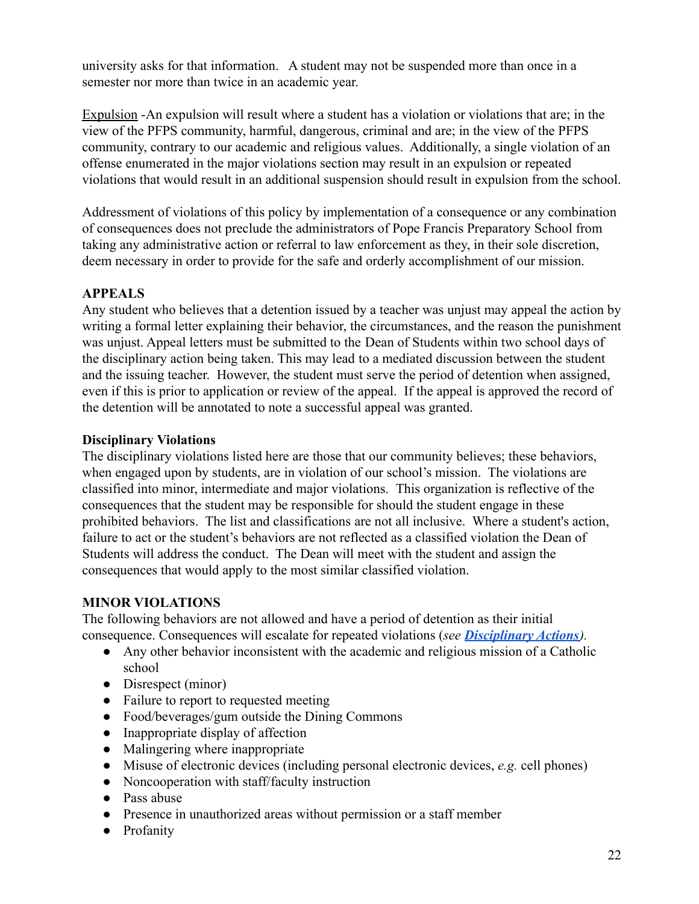university asks for that information.  A student may not be suspended more than once in a semester nor more than twice in an academic year.

Expulsion -An expulsion will result where a student has a violation or violations that are; in the view of the PFPS community, harmful, dangerous, criminal and are; in the view of the PFPS community, contrary to our academic and religious values.  Additionally, a single violation of an offense enumerated in the major violations section may result in an expulsion or repeated violations that would result in an additional suspension should result in expulsion from the school.

Addressment of violations of this policy by implementation of a consequence or any combination of consequences does not preclude the administrators of Pope Francis Preparatory School from taking any administrative action or referral to law enforcement as they, in their sole discretion, deem necessary in order to provide for the safe and orderly accomplishment of our mission.

**APPEALS**

Any student who believes that a detention issued by a teacher was unjust may appeal the action by writing a formal letter explaining their behavior, the circumstances, and the reason the punishment was unjust. Appeal letters must be submitted to the Dean of Students within two school days of the disciplinary action being taken. This may lead to a mediated discussion between the student and the issuing teacher.  However, the student must serve the period of detention when assigned, even if this is prior to application or review of the appeal.  If the appeal is approved the record of the detention will be annotated to note a successful appeal was granted.

**Disciplinary Violations**

The disciplinary violations listed here are those that our community believes; these behaviors, when engaged upon by students, are in violation of our school's mission.  The violations are classified into minor, intermediate and major violations.  This organization is reflective of the consequences that the student may be responsible for should the student engage in these prohibited behaviors.  The list and classifications are not all inclusive.  Where a student's action, failure to act or the student's behaviors are not reflected as a classified violation the Dean of Students will address the conduct.  The Dean will meet with the student and assign the consequences that would apply to the most similar classified violation.

**MINOR VIOLATIONS**

The following behaviors are not allowed and have a period of detention as their initial consequence. Consequences will escalate for repeated violations (*see* ***Disciplinary Actions***).

- Any other behavior inconsistent with the academic and religious mission of a Catholic school
- Disrespect (minor)
- Failure to report to requested meeting
- Food/beverages/gum outside the Dining Commons
- Inappropriate display of affection
- Malingering where inappropriate
- Misuse of electronic devices (including personal electronic devices, *e.g.* cell phones)
- Noncooperation with staff/faculty instruction
- Pass abuse
- Presence in unauthorized areas without permission or a staff member
- Profanity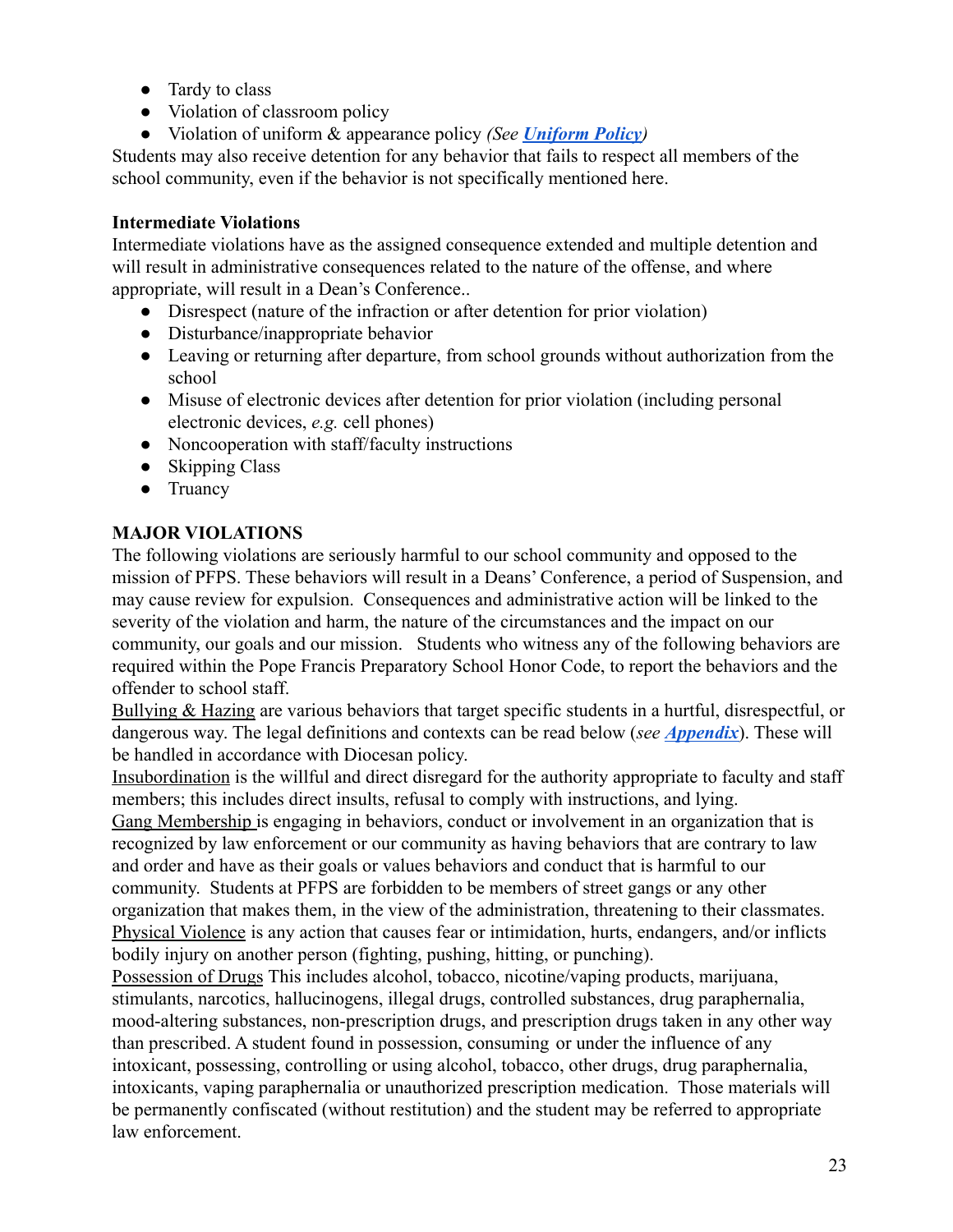- Tardy to class
- Violation of classroom policy
- Violation of uniform & appearance policy *(See **Uniform Policy**)*

Students may also receive detention for any behavior that fails to respect all members of the school community, even if the behavior is not specifically mentioned here.

**Intermediate Violations**

Intermediate violations have as the assigned consequence extended and multiple detention and will result in administrative consequences related to the nature of the offense, and where appropriate, will result in a Dean's Conference..

- Disrespect (nature of the infraction or after detention for prior violation)
- Disturbance/inappropriate behavior
- Leaving or returning after departure, from school grounds without authorization from the school
- Misuse of electronic devices after detention for prior violation (including personal electronic devices, *e.g.* cell phones)
- Noncooperation with staff/faculty instructions
- Skipping Class
- Truancy

**MAJOR VIOLATIONS**

The following violations are seriously harmful to our school community and opposed to the mission of PFPS. These behaviors will result in a Deans' Conference, a period of Suspension, and may cause review for expulsion. Consequences and administrative action will be linked to the severity of the violation and harm, the nature of the circumstances and the impact on our community, our goals and our mission. Students who witness any of the following behaviors are required within the Pope Francis Preparatory School Honor Code, to report the behaviors and the offender to school staff.

Bullying & Hazing are various behaviors that target specific students in a hurtful, disrespectful, or dangerous way. The legal definitions and contexts can be read below (*see **Appendix***). These will be handled in accordance with Diocesan policy.

Insubordination is the willful and direct disregard for the authority appropriate to faculty and staff members; this includes direct insults, refusal to comply with instructions, and lying.

Gang Membership is engaging in behaviors, conduct or involvement in an organization that is recognized by law enforcement or our community as having behaviors that are contrary to law and order and have as their goals or values behaviors and conduct that is harmful to our community. Students at PFPS are forbidden to be members of street gangs or any other organization that makes them, in the view of the administration, threatening to their classmates.

Physical Violence is any action that causes fear or intimidation, hurts, endangers, and/or inflicts bodily injury on another person (fighting, pushing, hitting, or punching).

Possession of Drugs This includes alcohol, tobacco, nicotine/vaping products, marijuana, stimulants, narcotics, hallucinogens, illegal drugs, controlled substances, drug paraphernalia, mood-altering substances, non-prescription drugs, and prescription drugs taken in any other way than prescribed. A student found in possession, consuming or under the influence of any intoxicant, possessing, controlling or using alcohol, tobacco, other drugs, drug paraphernalia, intoxicants, vaping paraphernalia or unauthorized prescription medication. Those materials will be permanently confiscated (without restitution) and the student may be referred to appropriate law enforcement.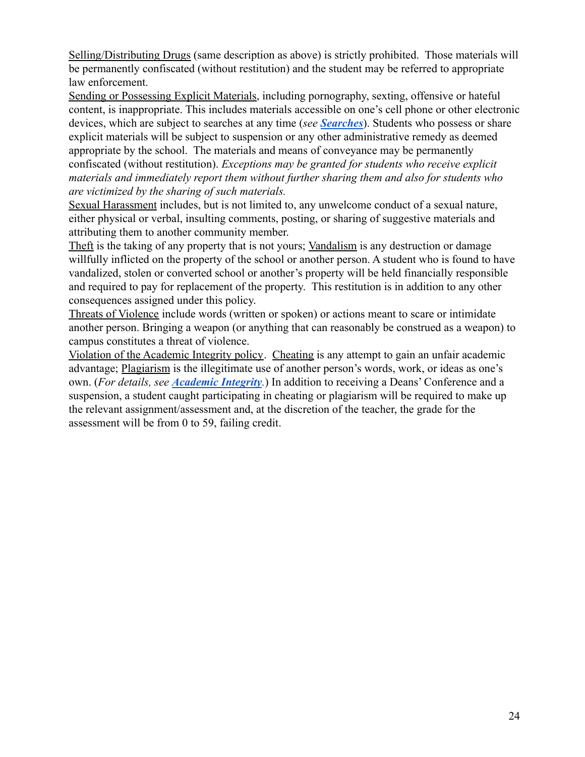Selling/Distributing Drugs (same description as above) is strictly prohibited. Those materials will be permanently confiscated (without restitution) and the student may be referred to appropriate law enforcement.

Sending or Possessing Explicit Materials, including pornography, sexting, offensive or hateful content, is inappropriate. This includes materials accessible on one's cell phone or other electronic devices, which are subject to searches at any time (*see **Searches***). Students who possess or share explicit materials will be subject to suspension or any other administrative remedy as deemed appropriate by the school. The materials and means of conveyance may be permanently confiscated (without restitution). *Exceptions may be granted for students who receive explicit materials and immediately report them without further sharing them and also for students who are victimized by the sharing of such materials.*

Sexual Harassment includes, but is not limited to, any unwelcome conduct of a sexual nature, either physical or verbal, insulting comments, posting, or sharing of suggestive materials and attributing them to another community member.

Theft is the taking of any property that is not yours; Vandalism is any destruction or damage willfully inflicted on the property of the school or another person. A student who is found to have vandalized, stolen or converted school or another's property will be held financially responsible and required to pay for replacement of the property. This restitution is in addition to any other consequences assigned under this policy.

Threats of Violence include words (written or spoken) or actions meant to scare or intimidate another person. Bringing a weapon (or anything that can reasonably be construed as a weapon) to campus constitutes a threat of violence.

Violation of the Academic Integrity policy. Cheating is any attempt to gain an unfair academic advantage; Plagiarism is the illegitimate use of another person's words, work, or ideas as one's own. (*For details, see **Academic Integrity**.*) In addition to receiving a Deans' Conference and a suspension, a student caught participating in cheating or plagiarism will be required to make up the relevant assignment/assessment and, at the discretion of the teacher, the grade for the assessment will be from 0 to 59, failing credit.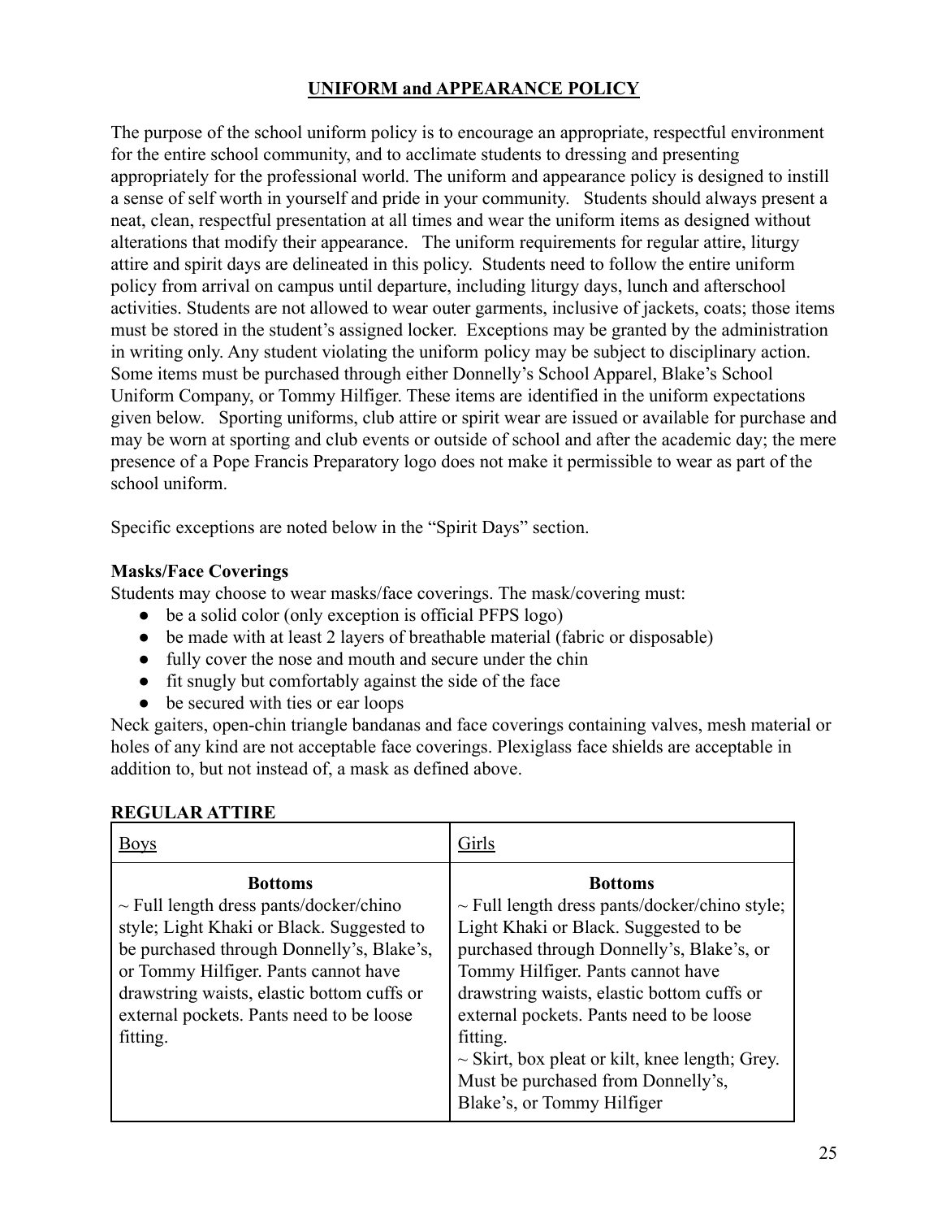## UNIFORM and APPEARANCE POLICY

The purpose of the school uniform policy is to encourage an appropriate, respectful environment for the entire school community, and to acclimate students to dressing and presenting appropriately for the professional world. The uniform and appearance policy is designed to instill a sense of self worth in yourself and pride in your community. Students should always present a neat, clean, respectful presentation at all times and wear the uniform items as designed without alterations that modify their appearance. The uniform requirements for regular attire, liturgy attire and spirit days are delineated in this policy. Students need to follow the entire uniform policy from arrival on campus until departure, including liturgy days, lunch and afterschool activities. Students are not allowed to wear outer garments, inclusive of jackets, coats; those items must be stored in the student's assigned locker. Exceptions may be granted by the administration in writing only. Any student violating the uniform policy may be subject to disciplinary action. Some items must be purchased through either Donnelly's School Apparel, Blake's School Uniform Company, or Tommy Hilfiger. These items are identified in the uniform expectations given below. Sporting uniforms, club attire or spirit wear are issued or available for purchase and may be worn at sporting and club events or outside of school and after the academic day; the mere presence of a Pope Francis Preparatory logo does not make it permissible to wear as part of the school uniform.

Specific exceptions are noted below in the "Spirit Days" section.

### Masks/Face Coverings

Students may choose to wear masks/face coverings. The mask/covering must:

- be a solid color (only exception is official PFPS logo)
- be made with at least 2 layers of breathable material (fabric or disposable)
- fully cover the nose and mouth and secure under the chin
- fit snugly but comfortably against the side of the face
- be secured with ties or ear loops

Neck gaiters, open-chin triangle bandanas and face coverings containing valves, mesh material or holes of any kind are not acceptable face coverings. Plexiglass face shields are acceptable in addition to, but not instead of, a mask as defined above.

### REGULAR ATTIRE

| Boys | Girls |
| --- | --- |
| **Bottoms**<br>~ Full length dress pants/docker/chino style; Light Khaki or Black. Suggested to be purchased through Donnelly's, Blake's, or Tommy Hilfiger. Pants cannot have drawstring waists, elastic bottom cuffs or external pockets. Pants need to be loose fitting. | **Bottoms**<br>~ Full length dress pants/docker/chino style; Light Khaki or Black. Suggested to be purchased through Donnelly's, Blake's, or Tommy Hilfiger. Pants cannot have drawstring waists, elastic bottom cuffs or external pockets. Pants need to be loose fitting.<br>~ Skirt, box pleat or kilt, knee length; Grey. Must be purchased from Donnelly's, Blake's, or Tommy Hilfiger |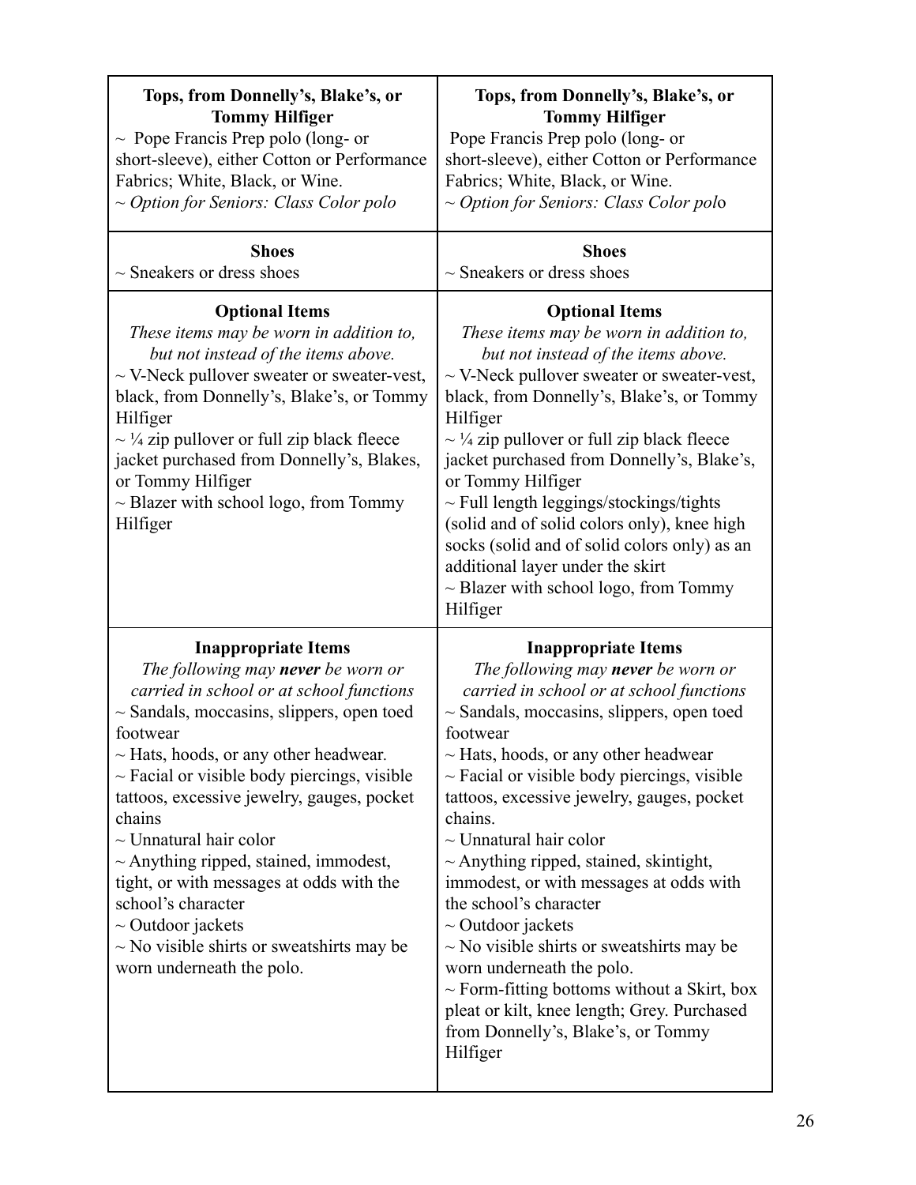| **Tops, from Donnelly's, Blake's, or Tommy Hilfiger**<br>~ Pope Francis Prep polo (long- or short-sleeve), either Cotton or Performance Fabrics; White, Black, or Wine.<br>~ *Option for Seniors: Class Color polo* | **Tops, from Donnelly's, Blake's, or Tommy Hilfiger**<br>Pope Francis Prep polo (long- or short-sleeve), either Cotton or Performance Fabrics; White, Black, or Wine.<br>~ *Option for Seniors: Class Color polo* |
|---|---|
| **Shoes**<br>~ Sneakers or dress shoes | **Shoes**<br>~ Sneakers or dress shoes |
| **Optional Items**<br>*These items may be worn in addition to, but not instead of the items above.*<br>~ V-Neck pullover sweater or sweater-vest, black, from Donnelly's, Blake's, or Tommy Hilfiger<br>~ ¼ zip pullover or full zip black fleece jacket purchased from Donnelly's, Blakes, or Tommy Hilfiger<br>~ Blazer with school logo, from Tommy Hilfiger | **Optional Items**<br>*These items may be worn in addition to, but not instead of the items above.*<br>~ V-Neck pullover sweater or sweater-vest, black, from Donnelly's, Blake's, or Tommy Hilfiger<br>~ ¼ zip pullover or full zip black fleece jacket purchased from Donnelly's, Blake's, or Tommy Hilfiger<br>~ Full length leggings/stockings/tights (solid and of solid colors only), knee high socks (solid and of solid colors only) as an additional layer under the skirt<br>~ Blazer with school logo, from Tommy Hilfiger |
| **Inappropriate Items**<br>*The following may **never** be worn or carried in school or at school functions*<br>~ Sandals, moccasins, slippers, open toed footwear<br>~ Hats, hoods, or any other headwear.<br>~ Facial or visible body piercings, visible tattoos, excessive jewelry, gauges, pocket chains<br>~ Unnatural hair color<br>~ Anything ripped, stained, immodest, tight, or with messages at odds with the school's character<br>~ Outdoor jackets<br>~ No visible shirts or sweatshirts may be worn underneath the polo. | **Inappropriate Items**<br>*The following may **never** be worn or carried in school or at school functions*<br>~ Sandals, moccasins, slippers, open toed footwear<br>~ Hats, hoods, or any other headwear<br>~ Facial or visible body piercings, visible tattoos, excessive jewelry, gauges, pocket chains.<br>~ Unnatural hair color<br>~ Anything ripped, stained, skintight, immodest, or with messages at odds with the school's character<br>~ Outdoor jackets<br>~ No visible shirts or sweatshirts may be worn underneath the polo.<br>~ Form-fitting bottoms without a Skirt, box pleat or kilt, knee length; Grey. Purchased from Donnelly's, Blake's, or Tommy Hilfiger |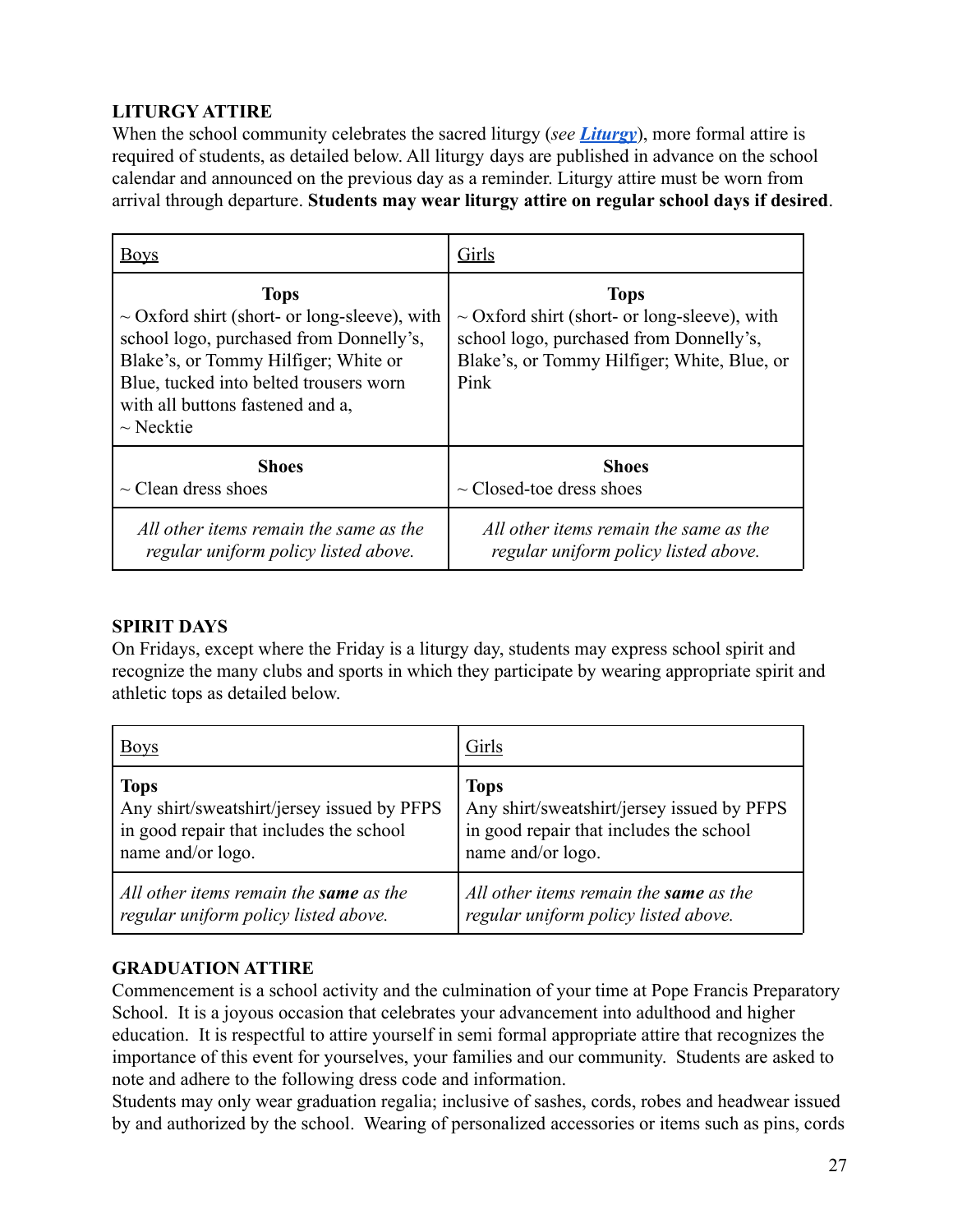### LITURGY ATTIRE

When the school community celebrates the sacred liturgy (*see* ***Liturgy***), more formal attire is required of students, as detailed below. All liturgy days are published in advance on the school calendar and announced on the previous day as a reminder. Liturgy attire must be worn from arrival through departure. **Students may wear liturgy attire on regular school days if desired**.

| Boys | Girls |
|---|---|
| **Tops**<br>~ Oxford shirt (short- or long-sleeve), with school logo, purchased from Donnelly's, Blake's, or Tommy Hilfiger; White or Blue, tucked into belted trousers worn with all buttons fastened and a,<br>~ Necktie | **Tops**<br>~ Oxford shirt (short- or long-sleeve), with school logo, purchased from Donnelly's, Blake's, or Tommy Hilfiger; White, Blue, or Pink |
| **Shoes**<br>~ Clean dress shoes | **Shoes**<br>~ Closed-toe dress shoes |
| *All other items remain the same as the regular uniform policy listed above.* | *All other items remain the same as the regular uniform policy listed above.* |

### SPIRIT DAYS

On Fridays, except where the Friday is a liturgy day, students may express school spirit and recognize the many clubs and sports in which they participate by wearing appropriate spirit and athletic tops as detailed below.

| Boys | Girls |
|---|---|
| **Tops**<br>Any shirt/sweatshirt/jersey issued by PFPS in good repair that includes the school name and/or logo. | **Tops**<br>Any shirt/sweatshirt/jersey issued by PFPS in good repair that includes the school name and/or logo. |
| *All other items remain the **same** as the regular uniform policy listed above.* | *All other items remain the **same** as the regular uniform policy listed above.* |

### GRADUATION ATTIRE

Commencement is a school activity and the culmination of your time at Pope Francis Preparatory School. It is a joyous occasion that celebrates your advancement into adulthood and higher education. It is respectful to attire yourself in semi formal appropriate attire that recognizes the importance of this event for yourselves, your families and our community. Students are asked to note and adhere to the following dress code and information.

Students may only wear graduation regalia; inclusive of sashes, cords, robes and headwear issued by and authorized by the school. Wearing of personalized accessories or items such as pins, cords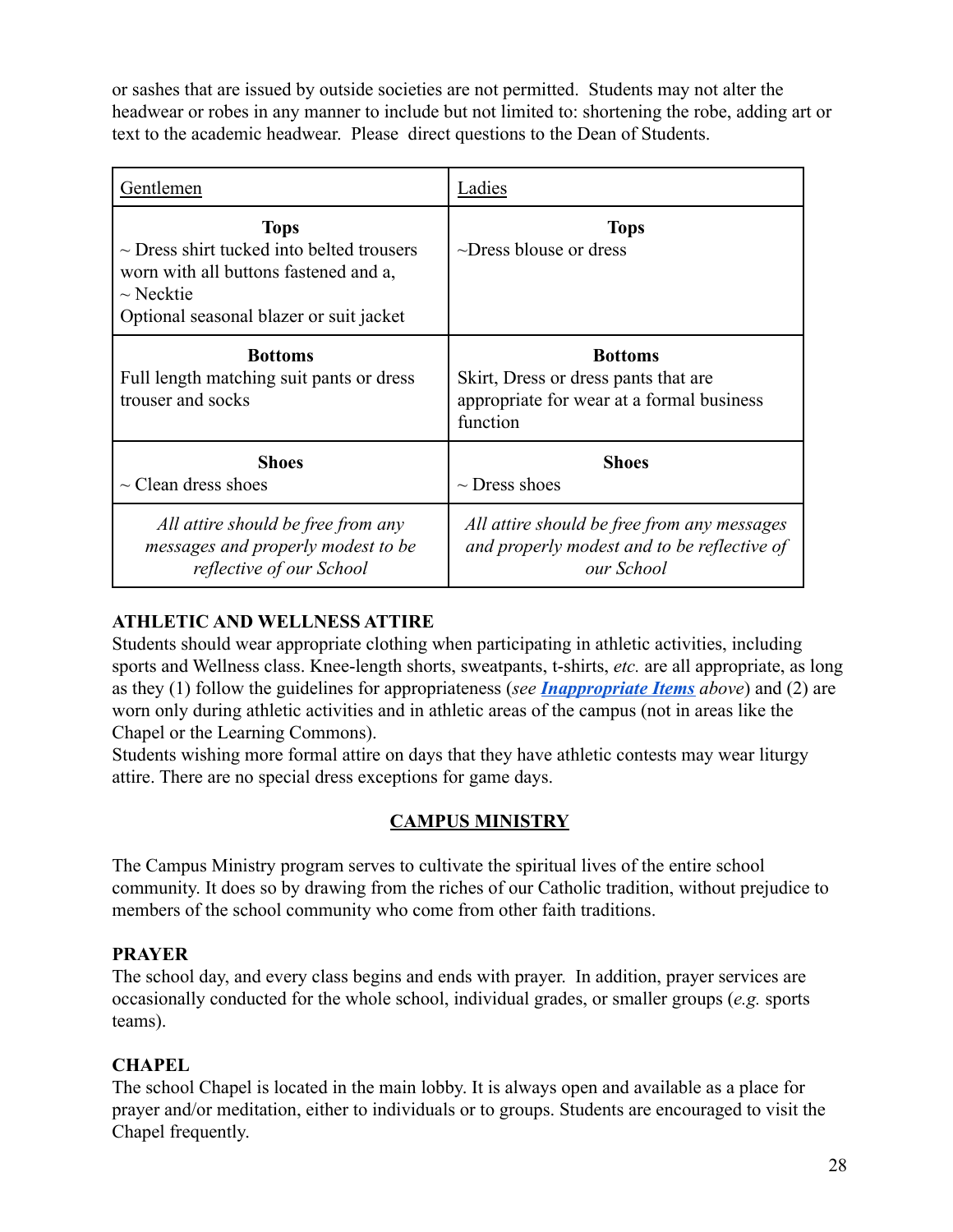or sashes that are issued by outside societies are not permitted. Students may not alter the headwear or robes in any manner to include but not limited to: shortening the robe, adding art or text to the academic headwear. Please direct questions to the Dean of Students.

| Gentlemen | Ladies |
|---|---|
| **Tops**<br>~ Dress shirt tucked into belted trousers worn with all buttons fastened and a,<br>~ Necktie<br>Optional seasonal blazer or suit jacket | **Tops**<br>~Dress blouse or dress |
| **Bottoms**<br>Full length matching suit pants or dress trouser and socks | **Bottoms**<br>Skirt, Dress or dress pants that are appropriate for wear at a formal business function |
| **Shoes**<br>~ Clean dress shoes | **Shoes**<br>~ Dress shoes |
| *All attire should be free from any messages and properly modest to be reflective of our School* | *All attire should be free from any messages and properly modest and to be reflective of our School* |

**ATHLETIC AND WELLNESS ATTIRE**

Students should wear appropriate clothing when participating in athletic activities, including sports and Wellness class. Knee-length shorts, sweatpants, t-shirts, *etc.* are all appropriate, as long as they (1) follow the guidelines for appropriateness (*see **Inappropriate Items** above*) and (2) are worn only during athletic activities and in athletic areas of the campus (not in areas like the Chapel or the Learning Commons).

Students wishing more formal attire on days that they have athletic contests may wear liturgy attire. There are no special dress exceptions for game days.

## CAMPUS MINISTRY

The Campus Ministry program serves to cultivate the spiritual lives of the entire school community. It does so by drawing from the riches of our Catholic tradition, without prejudice to members of the school community who come from other faith traditions.

**PRAYER**

The school day, and every class begins and ends with prayer. In addition, prayer services are occasionally conducted for the whole school, individual grades, or smaller groups (*e.g.* sports teams).

**CHAPEL**

The school Chapel is located in the main lobby. It is always open and available as a place for prayer and/or meditation, either to individuals or to groups. Students are encouraged to visit the Chapel frequently.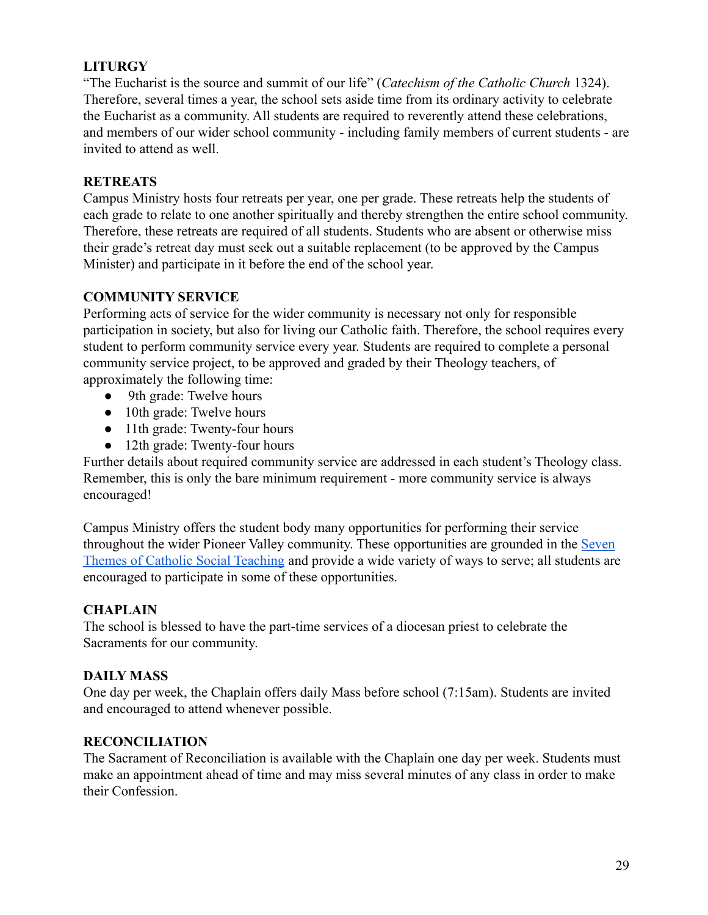**LITURGY**

"The Eucharist is the source and summit of our life" (*Catechism of the Catholic Church* 1324). Therefore, several times a year, the school sets aside time from its ordinary activity to celebrate the Eucharist as a community. All students are required to reverently attend these celebrations, and members of our wider school community - including family members of current students - are invited to attend as well.

**RETREATS**

Campus Ministry hosts four retreats per year, one per grade. These retreats help the students of each grade to relate to one another spiritually and thereby strengthen the entire school community. Therefore, these retreats are required of all students. Students who are absent or otherwise miss their grade's retreat day must seek out a suitable replacement (to be approved by the Campus Minister) and participate in it before the end of the school year.

**COMMUNITY SERVICE**

Performing acts of service for the wider community is necessary not only for responsible participation in society, but also for living our Catholic faith. Therefore, the school requires every student to perform community service every year. Students are required to complete a personal community service project, to be approved and graded by their Theology teachers, of approximately the following time:

- 9th grade: Twelve hours
- 10th grade: Twelve hours
- 11th grade: Twenty-four hours
- 12th grade: Twenty-four hours

Further details about required community service are addressed in each student's Theology class. Remember, this is only the bare minimum requirement - more community service is always encouraged!

Campus Ministry offers the student body many opportunities for performing their service throughout the wider Pioneer Valley community. These opportunities are grounded in the Seven Themes of Catholic Social Teaching and provide a wide variety of ways to serve; all students are encouraged to participate in some of these opportunities.

**CHAPLAIN**

The school is blessed to have the part-time services of a diocesan priest to celebrate the Sacraments for our community.

**DAILY MASS**

One day per week, the Chaplain offers daily Mass before school (7:15am). Students are invited and encouraged to attend whenever possible.

**RECONCILIATION**

The Sacrament of Reconciliation is available with the Chaplain one day per week. Students must make an appointment ahead of time and may miss several minutes of any class in order to make their Confession.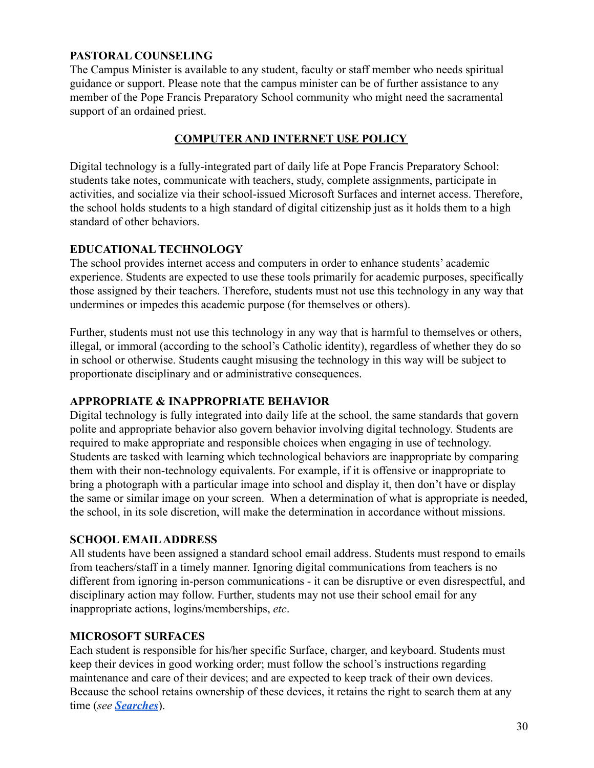### PASTORAL COUNSELING

The Campus Minister is available to any student, faculty or staff member who needs spiritual guidance or support. Please note that the campus minister can be of further assistance to any member of the Pope Francis Preparatory School community who might need the sacramental support of an ordained priest.

## COMPUTER AND INTERNET USE POLICY

Digital technology is a fully-integrated part of daily life at Pope Francis Preparatory School: students take notes, communicate with teachers, study, complete assignments, participate in activities, and socialize via their school-issued Microsoft Surfaces and internet access. Therefore, the school holds students to a high standard of digital citizenship just as it holds them to a high standard of other behaviors.

### EDUCATIONAL TECHNOLOGY

The school provides internet access and computers in order to enhance students' academic experience. Students are expected to use these tools primarily for academic purposes, specifically those assigned by their teachers. Therefore, students must not use this technology in any way that undermines or impedes this academic purpose (for themselves or others).

Further, students must not use this technology in any way that is harmful to themselves or others, illegal, or immoral (according to the school's Catholic identity), regardless of whether they do so in school or otherwise. Students caught misusing the technology in this way will be subject to proportionate disciplinary and or administrative consequences.

### APPROPRIATE & INAPPROPRIATE BEHAVIOR

Digital technology is fully integrated into daily life at the school, the same standards that govern polite and appropriate behavior also govern behavior involving digital technology. Students are required to make appropriate and responsible choices when engaging in use of technology. Students are tasked with learning which technological behaviors are inappropriate by comparing them with their non-technology equivalents. For example, if it is offensive or inappropriate to bring a photograph with a particular image into school and display it, then don't have or display the same or similar image on your screen. When a determination of what is appropriate is needed, the school, in its sole discretion, will make the determination in accordance without missions.

### SCHOOL EMAIL ADDRESS

All students have been assigned a standard school email address. Students must respond to emails from teachers/staff in a timely manner. Ignoring digital communications from teachers is no different from ignoring in-person communications - it can be disruptive or even disrespectful, and disciplinary action may follow. Further, students may not use their school email for any inappropriate actions, logins/memberships, *etc*.

### MICROSOFT SURFACES

Each student is responsible for his/her specific Surface, charger, and keyboard. Students must keep their devices in good working order; must follow the school's instructions regarding maintenance and care of their devices; and are expected to keep track of their own devices. Because the school retains ownership of these devices, it retains the right to search them at any time (*see* ***Searches***).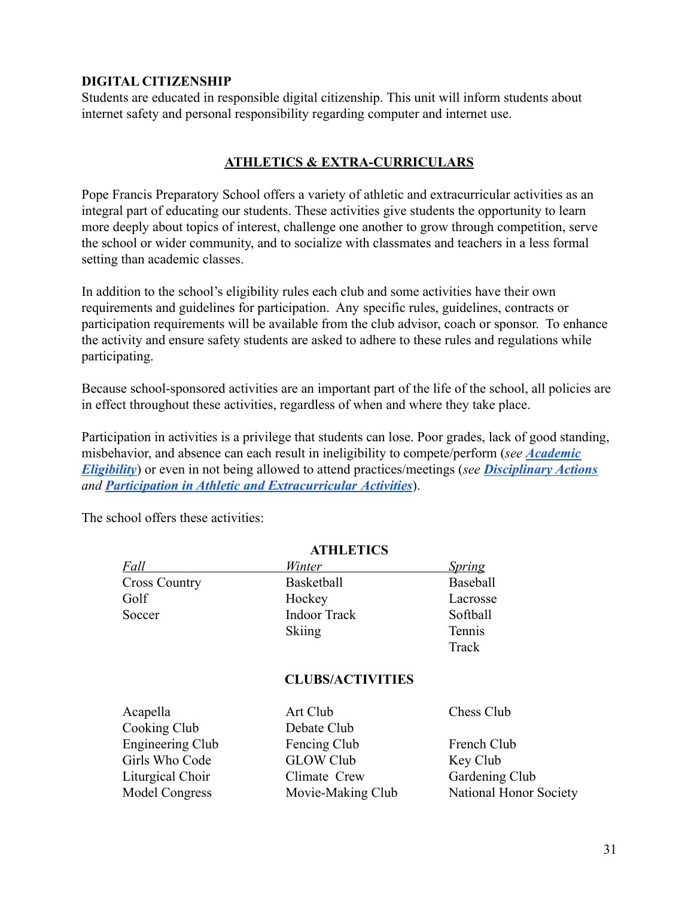**DIGITAL CITIZENSHIP**
Students are educated in responsible digital citizenship. This unit will inform students about internet safety and personal responsibility regarding computer and internet use.

## ATHLETICS & EXTRA-CURRICULARS

Pope Francis Preparatory School offers a variety of athletic and extracurricular activities as an integral part of educating our students. These activities give students the opportunity to learn more deeply about topics of interest, challenge one another to grow through competition, serve the school or wider community, and to socialize with classmates and teachers in a less formal setting than academic classes.

In addition to the school's eligibility rules each club and some activities have their own requirements and guidelines for participation. Any specific rules, guidelines, contracts or participation requirements will be available from the club advisor, coach or sponsor. To enhance the activity and ensure safety students are asked to adhere to these rules and regulations while participating.

Because school-sponsored activities are an important part of the life of the school, all policies are in effect throughout these activities, regardless of when and where they take place.

Participation in activities is a privilege that students can lose. Poor grades, lack of good standing, misbehavior, and absence can each result in ineligibility to compete/perform (*see **Academic Eligibility***) or even in not being allowed to attend practices/meetings (*see **Disciplinary Actions** and **Participation in Athletic and Extracurricular Activities***).

The school offers these activities:

**ATHLETICS**

| *Fall* | *Winter* | *Spring* |
|---|---|---|
| Cross Country | Basketball | Baseball |
| Golf | Hockey | Lacrosse |
| Soccer | Indoor Track | Softball |
| | Skiing | Tennis |
| | | Track |

**CLUBS/ACTIVITIES**

| | | |
|---|---|---|
| Acapella | Art Club | Chess Club |
| Cooking Club | Debate Club | |
| Engineering Club | Fencing Club | French Club |
| Girls Who Code | GLOW Club | Key Club |
| Liturgical Choir | Climate Crew | Gardening Club |
| Model Congress | Movie-Making Club | National Honor Society |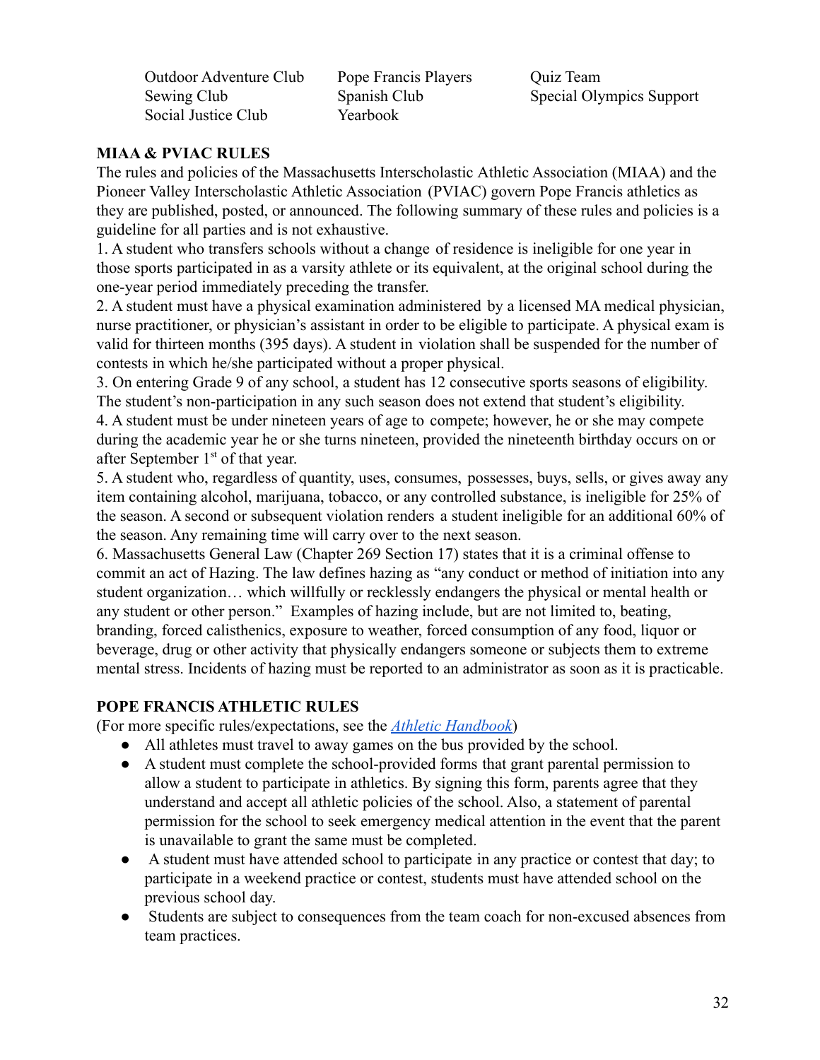| | | |
|---|---|---|
| Outdoor Adventure Club | Pope Francis Players | Quiz Team |
| Sewing Club | Spanish Club | Special Olympics Support |
| Social Justice Club | Yearbook | |

**MIAA & PVIAC RULES**

The rules and policies of the Massachusetts Interscholastic Athletic Association (MIAA) and the Pioneer Valley Interscholastic Athletic Association (PVIAC) govern Pope Francis athletics as they are published, posted, or announced. The following summary of these rules and policies is a guideline for all parties and is not exhaustive.

1. A student who transfers schools without a change of residence is ineligible for one year in those sports participated in as a varsity athlete or its equivalent, at the original school during the one-year period immediately preceding the transfer.
2. A student must have a physical examination administered by a licensed MA medical physician, nurse practitioner, or physician's assistant in order to be eligible to participate. A physical exam is valid for thirteen months (395 days). A student in violation shall be suspended for the number of contests in which he/she participated without a proper physical.
3. On entering Grade 9 of any school, a student has 12 consecutive sports seasons of eligibility. The student's non-participation in any such season does not extend that student's eligibility.
4. A student must be under nineteen years of age to compete; however, he or she may compete during the academic year he or she turns nineteen, provided the nineteenth birthday occurs on or after September 1st of that year.
5. A student who, regardless of quantity, uses, consumes, possesses, buys, sells, or gives away any item containing alcohol, marijuana, tobacco, or any controlled substance, is ineligible for 25% of the season. A second or subsequent violation renders a student ineligible for an additional 60% of the season. Any remaining time will carry over to the next season.
6. Massachusetts General Law (Chapter 269 Section 17) states that it is a criminal offense to commit an act of Hazing. The law defines hazing as "any conduct or method of initiation into any student organization… which willfully or recklessly endangers the physical or mental health or any student or other person." Examples of hazing include, but are not limited to, beating, branding, forced calisthenics, exposure to weather, forced consumption of any food, liquor or beverage, drug or other activity that physically endangers someone or subjects them to extreme mental stress. Incidents of hazing must be reported to an administrator as soon as it is practicable.

**POPE FRANCIS ATHLETIC RULES**

(For more specific rules/expectations, see the *Athletic Handbook*)

- All athletes must travel to away games on the bus provided by the school.
- A student must complete the school-provided forms that grant parental permission to allow a student to participate in athletics. By signing this form, parents agree that they understand and accept all athletic policies of the school. Also, a statement of parental permission for the school to seek emergency medical attention in the event that the parent is unavailable to grant the same must be completed.
- A student must have attended school to participate in any practice or contest that day; to participate in a weekend practice or contest, students must have attended school on the previous school day.
- Students are subject to consequences from the team coach for non-excused absences from team practices.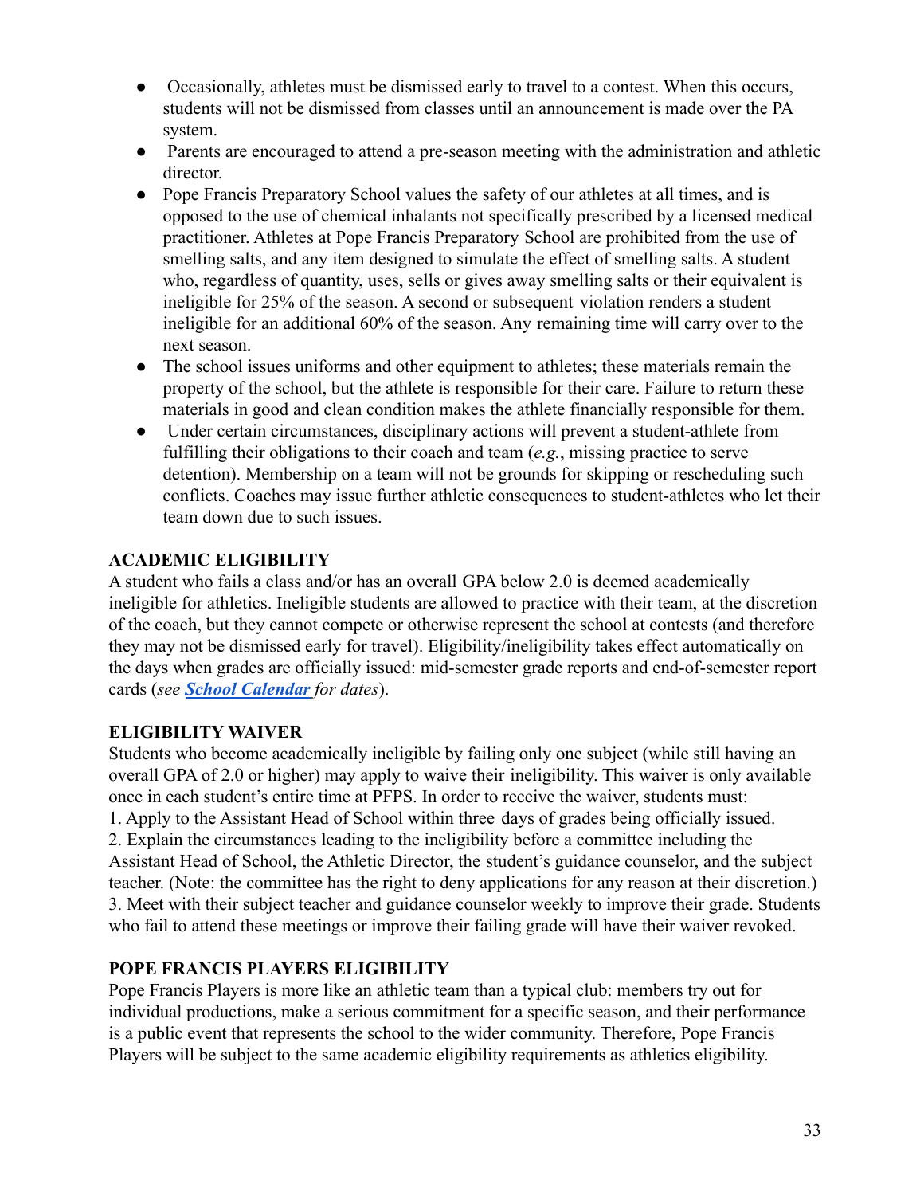- Occasionally, athletes must be dismissed early to travel to a contest. When this occurs, students will not be dismissed from classes until an announcement is made over the PA system.
- Parents are encouraged to attend a pre-season meeting with the administration and athletic director.
- Pope Francis Preparatory School values the safety of our athletes at all times, and is opposed to the use of chemical inhalants not specifically prescribed by a licensed medical practitioner. Athletes at Pope Francis Preparatory School are prohibited from the use of smelling salts, and any item designed to simulate the effect of smelling salts. A student who, regardless of quantity, uses, sells or gives away smelling salts or their equivalent is ineligible for 25% of the season. A second or subsequent violation renders a student ineligible for an additional 60% of the season. Any remaining time will carry over to the next season.
- The school issues uniforms and other equipment to athletes; these materials remain the property of the school, but the athlete is responsible for their care. Failure to return these materials in good and clean condition makes the athlete financially responsible for them.
- Under certain circumstances, disciplinary actions will prevent a student-athlete from fulfilling their obligations to their coach and team (*e.g.*, missing practice to serve detention). Membership on a team will not be grounds for skipping or rescheduling such conflicts. Coaches may issue further athletic consequences to student-athletes who let their team down due to such issues.

**ACADEMIC ELIGIBILITY**

A student who fails a class and/or has an overall GPA below 2.0 is deemed academically ineligible for athletics. Ineligible students are allowed to practice with their team, at the discretion of the coach, but they cannot compete or otherwise represent the school at contests (and therefore they may not be dismissed early for travel). Eligibility/ineligibility takes effect automatically on the days when grades are officially issued: mid-semester grade reports and end-of-semester report cards (*see **School Calendar** for dates*).

**ELIGIBILITY WAIVER**

Students who become academically ineligible by failing only one subject (while still having an overall GPA of 2.0 or higher) may apply to waive their ineligibility. This waiver is only available once in each student's entire time at PFPS. In order to receive the waiver, students must:

1. Apply to the Assistant Head of School within three days of grades being officially issued.
2. Explain the circumstances leading to the ineligibility before a committee including the Assistant Head of School, the Athletic Director, the student's guidance counselor, and the subject teacher. (Note: the committee has the right to deny applications for any reason at their discretion.)
3. Meet with their subject teacher and guidance counselor weekly to improve their grade. Students who fail to attend these meetings or improve their failing grade will have their waiver revoked.

**POPE FRANCIS PLAYERS ELIGIBILITY**

Pope Francis Players is more like an athletic team than a typical club: members try out for individual productions, make a serious commitment for a specific season, and their performance is a public event that represents the school to the wider community. Therefore, Pope Francis Players will be subject to the same academic eligibility requirements as athletics eligibility.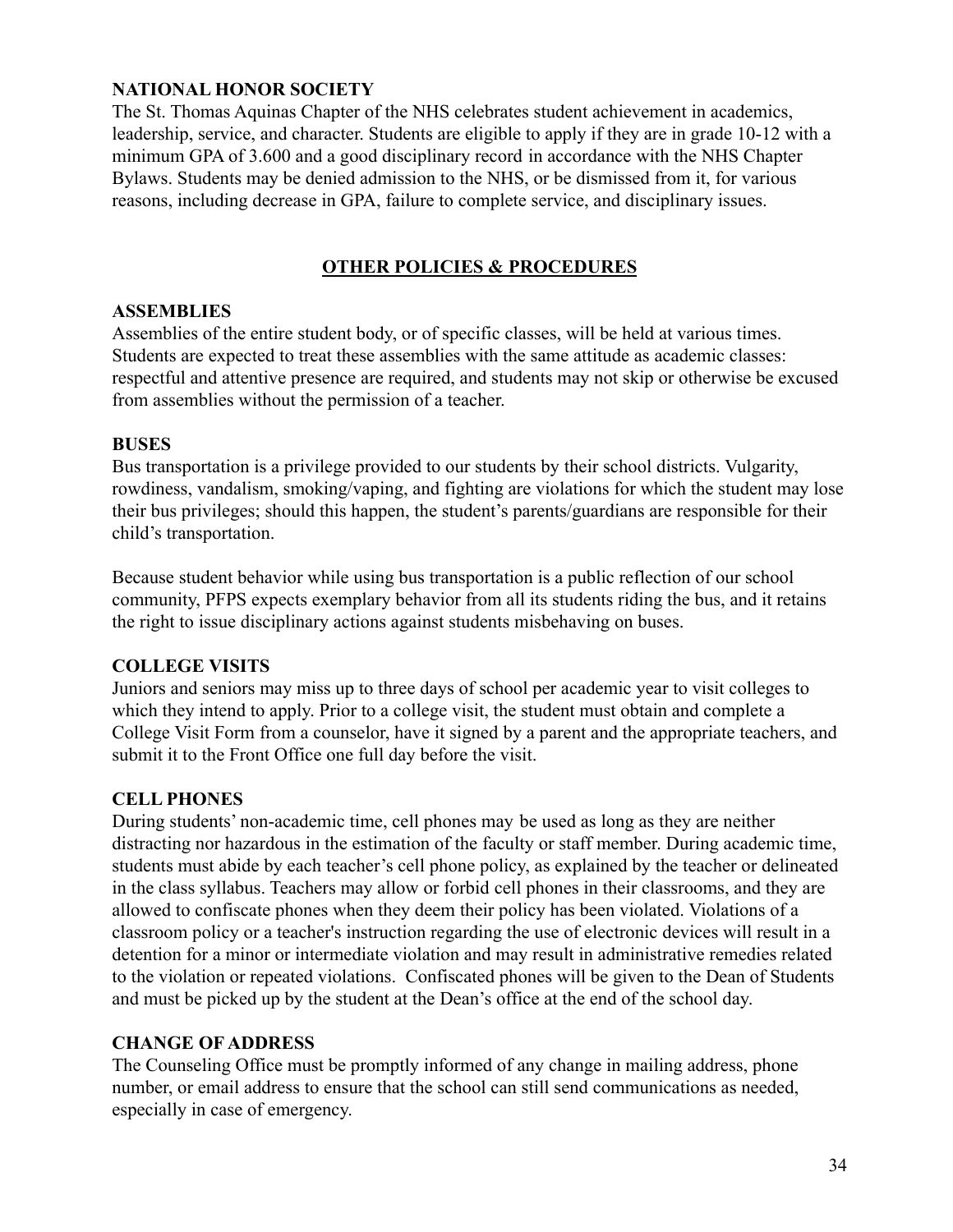### NATIONAL HONOR SOCIETY

The St. Thomas Aquinas Chapter of the NHS celebrates student achievement in academics, leadership, service, and character. Students are eligible to apply if they are in grade 10-12 with a minimum GPA of 3.600 and a good disciplinary record in accordance with the NHS Chapter Bylaws. Students may be denied admission to the NHS, or be dismissed from it, for various reasons, including decrease in GPA, failure to complete service, and disciplinary issues.

## OTHER POLICIES & PROCEDURES

### ASSEMBLIES

Assemblies of the entire student body, or of specific classes, will be held at various times. Students are expected to treat these assemblies with the same attitude as academic classes: respectful and attentive presence are required, and students may not skip or otherwise be excused from assemblies without the permission of a teacher.

### BUSES

Bus transportation is a privilege provided to our students by their school districts. Vulgarity, rowdiness, vandalism, smoking/vaping, and fighting are violations for which the student may lose their bus privileges; should this happen, the student's parents/guardians are responsible for their child's transportation.

Because student behavior while using bus transportation is a public reflection of our school community, PFPS expects exemplary behavior from all its students riding the bus, and it retains the right to issue disciplinary actions against students misbehaving on buses.

### COLLEGE VISITS

Juniors and seniors may miss up to three days of school per academic year to visit colleges to which they intend to apply. Prior to a college visit, the student must obtain and complete a College Visit Form from a counselor, have it signed by a parent and the appropriate teachers, and submit it to the Front Office one full day before the visit.

### CELL PHONES

During students' non-academic time, cell phones may be used as long as they are neither distracting nor hazardous in the estimation of the faculty or staff member. During academic time, students must abide by each teacher's cell phone policy, as explained by the teacher or delineated in the class syllabus. Teachers may allow or forbid cell phones in their classrooms, and they are allowed to confiscate phones when they deem their policy has been violated. Violations of a classroom policy or a teacher's instruction regarding the use of electronic devices will result in a detention for a minor or intermediate violation and may result in administrative remedies related to the violation or repeated violations. Confiscated phones will be given to the Dean of Students and must be picked up by the student at the Dean's office at the end of the school day.

### CHANGE OF ADDRESS

The Counseling Office must be promptly informed of any change in mailing address, phone number, or email address to ensure that the school can still send communications as needed, especially in case of emergency.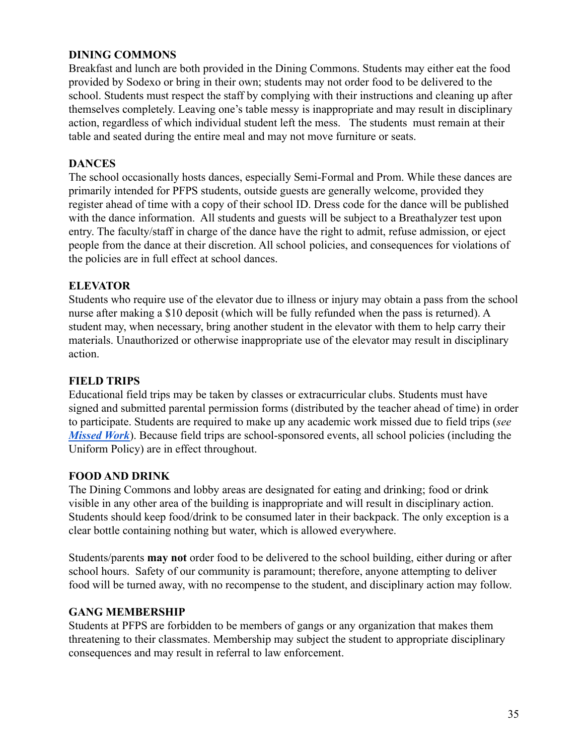**DINING COMMONS**

Breakfast and lunch are both provided in the Dining Commons. Students may either eat the food provided by Sodexo or bring in their own; students may not order food to be delivered to the school. Students must respect the staff by complying with their instructions and cleaning up after themselves completely. Leaving one's table messy is inappropriate and may result in disciplinary action, regardless of which individual student left the mess. The students must remain at their table and seated during the entire meal and may not move furniture or seats.

**DANCES**

The school occasionally hosts dances, especially Semi-Formal and Prom. While these dances are primarily intended for PFPS students, outside guests are generally welcome, provided they register ahead of time with a copy of their school ID. Dress code for the dance will be published with the dance information. All students and guests will be subject to a Breathalyzer test upon entry. The faculty/staff in charge of the dance have the right to admit, refuse admission, or eject people from the dance at their discretion. All school policies, and consequences for violations of the policies are in full effect at school dances.

**ELEVATOR**

Students who require use of the elevator due to illness or injury may obtain a pass from the school nurse after making a $10 deposit (which will be fully refunded when the pass is returned). A student may, when necessary, bring another student in the elevator with them to help carry their materials. Unauthorized or otherwise inappropriate use of the elevator may result in disciplinary action.

**FIELD TRIPS**

Educational field trips may be taken by classes or extracurricular clubs. Students must have signed and submitted parental permission forms (distributed by the teacher ahead of time) in order to participate. Students are required to make up any academic work missed due to field trips (*see **Missed Work***). Because field trips are school-sponsored events, all school policies (including the Uniform Policy) are in effect throughout.

**FOOD AND DRINK**

The Dining Commons and lobby areas are designated for eating and drinking; food or drink visible in any other area of the building is inappropriate and will result in disciplinary action. Students should keep food/drink to be consumed later in their backpack. The only exception is a clear bottle containing nothing but water, which is allowed everywhere.

Students/parents **may not** order food to be delivered to the school building, either during or after school hours. Safety of our community is paramount; therefore, anyone attempting to deliver food will be turned away, with no recompense to the student, and disciplinary action may follow.

**GANG MEMBERSHIP**

Students at PFPS are forbidden to be members of gangs or any organization that makes them threatening to their classmates. Membership may subject the student to appropriate disciplinary consequences and may result in referral to law enforcement.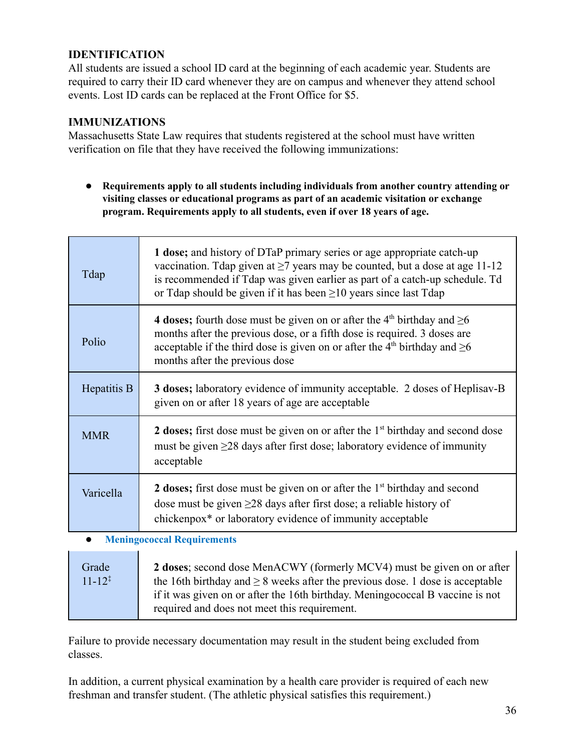**IDENTIFICATION**

All students are issued a school ID card at the beginning of each academic year. Students are required to carry their ID card whenever they are on campus and whenever they attend school events. Lost ID cards can be replaced at the Front Office for $5.

**IMMUNIZATIONS**

Massachusetts State Law requires that students registered at the school must have written verification on file that they have received the following immunizations:

- **Requirements apply to all students including individuals from another country attending or visiting classes or educational programs as part of an academic visitation or exchange program. Requirements apply to all students, even if over 18 years of age.**

| | |
|---|---|
| Tdap | **1 dose;** and history of DTaP primary series or age appropriate catch-up vaccination. Tdap given at ≥7 years may be counted, but a dose at age 11-12 is recommended if Tdap was given earlier as part of a catch-up schedule. Td or Tdap should be given if it has been ≥10 years since last Tdap |
| Polio | **4 doses;** fourth dose must be given on or after the 4th birthday and ≥6 months after the previous dose, or a fifth dose is required. 3 doses are acceptable if the third dose is given on or after the 4th birthday and ≥6 months after the previous dose |
| Hepatitis B | **3 doses;** laboratory evidence of immunity acceptable. 2 doses of Heplisav-B given on or after 18 years of age are acceptable |
| MMR | **2 doses;** first dose must be given on or after the 1st birthday and second dose must be given ≥28 days after first dose; laboratory evidence of immunity acceptable |
| Varicella | **2 doses;** first dose must be given on or after the 1st birthday and second dose must be given ≥28 days after first dose; a reliable history of chickenpox* or laboratory evidence of immunity acceptable |

- **Meningococcal Requirements**

| | |
|---|---|
| Grade 11-12‡ | **2 doses**; second dose MenACWY (formerly MCV4) must be given on or after the 16th birthday and ≥ 8 weeks after the previous dose. 1 dose is acceptable if it was given on or after the 16th birthday. Meningococcal B vaccine is not required and does not meet this requirement. |

Failure to provide necessary documentation may result in the student being excluded from classes.

In addition, a current physical examination by a health care provider is required of each new freshman and transfer student. (The athletic physical satisfies this requirement.)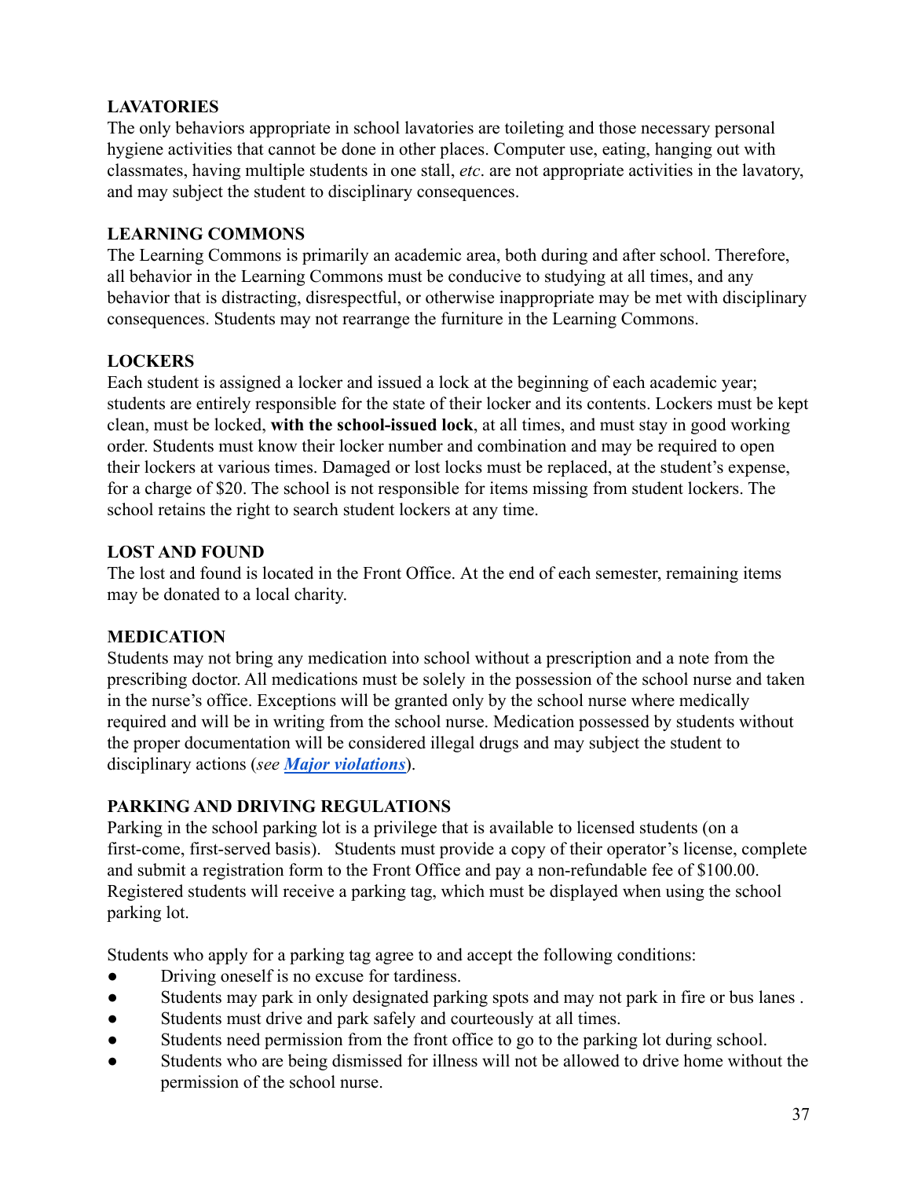## LAVATORIES

The only behaviors appropriate in school lavatories are toileting and those necessary personal hygiene activities that cannot be done in other places. Computer use, eating, hanging out with classmates, having multiple students in one stall, *etc*. are not appropriate activities in the lavatory, and may subject the student to disciplinary consequences.

## LEARNING COMMONS

The Learning Commons is primarily an academic area, both during and after school. Therefore, all behavior in the Learning Commons must be conducive to studying at all times, and any behavior that is distracting, disrespectful, or otherwise inappropriate may be met with disciplinary consequences. Students may not rearrange the furniture in the Learning Commons.

## LOCKERS

Each student is assigned a locker and issued a lock at the beginning of each academic year; students are entirely responsible for the state of their locker and its contents. Lockers must be kept clean, must be locked, **with the school-issued lock**, at all times, and must stay in good working order. Students must know their locker number and combination and may be required to open their lockers at various times. Damaged or lost locks must be replaced, at the student's expense, for a charge of $20. The school is not responsible for items missing from student lockers. The school retains the right to search student lockers at any time.

## LOST AND FOUND

The lost and found is located in the Front Office. At the end of each semester, remaining items may be donated to a local charity.

## MEDICATION

Students may not bring any medication into school without a prescription and a note from the prescribing doctor. All medications must be solely in the possession of the school nurse and taken in the nurse's office. Exceptions will be granted only by the school nurse where medically required and will be in writing from the school nurse. Medication possessed by students without the proper documentation will be considered illegal drugs and may subject the student to disciplinary actions (*see **Major violations***).

## PARKING AND DRIVING REGULATIONS

Parking in the school parking lot is a privilege that is available to licensed students (on a first-come, first-served basis). Students must provide a copy of their operator's license, complete and submit a registration form to the Front Office and pay a non-refundable fee of $100.00. Registered students will receive a parking tag, which must be displayed when using the school parking lot.

Students who apply for a parking tag agree to and accept the following conditions:

- Driving oneself is no excuse for tardiness.
- Students may park in only designated parking spots and may not park in fire or bus lanes .
- Students must drive and park safely and courteously at all times.
- Students need permission from the front office to go to the parking lot during school.
- Students who are being dismissed for illness will not be allowed to drive home without the permission of the school nurse.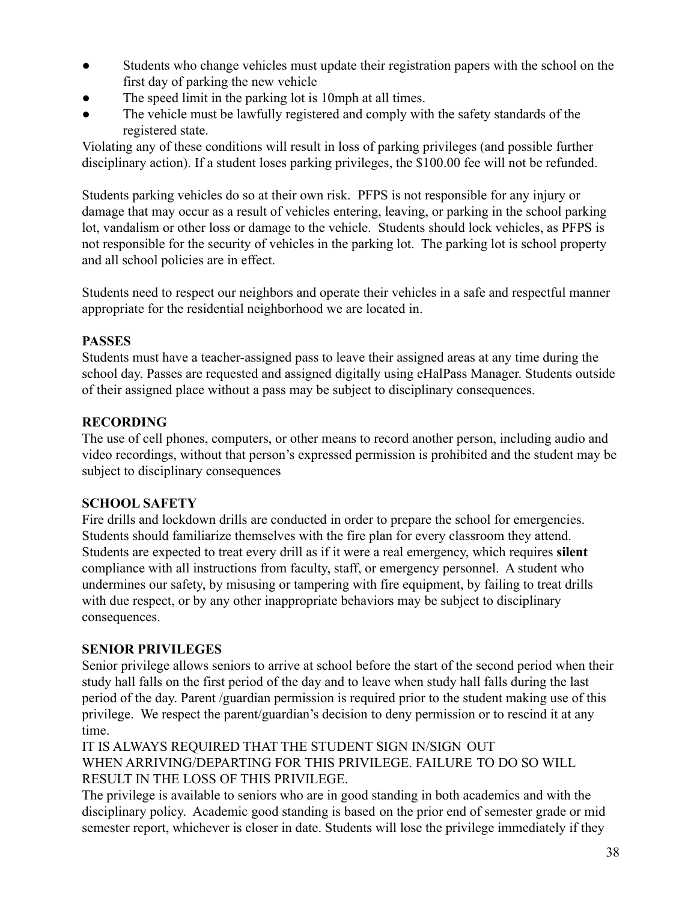- Students who change vehicles must update their registration papers with the school on the first day of parking the new vehicle
- The speed limit in the parking lot is 10mph at all times.
- The vehicle must be lawfully registered and comply with the safety standards of the registered state.

Violating any of these conditions will result in loss of parking privileges (and possible further disciplinary action). If a student loses parking privileges, the $100.00 fee will not be refunded.

Students parking vehicles do so at their own risk. PFPS is not responsible for any injury or damage that may occur as a result of vehicles entering, leaving, or parking in the school parking lot, vandalism or other loss or damage to the vehicle. Students should lock vehicles, as PFPS is not responsible for the security of vehicles in the parking lot. The parking lot is school property and all school policies are in effect.

Students need to respect our neighbors and operate their vehicles in a safe and respectful manner appropriate for the residential neighborhood we are located in.

**PASSES**

Students must have a teacher-assigned pass to leave their assigned areas at any time during the school day. Passes are requested and assigned digitally using eHalPass Manager. Students outside of their assigned place without a pass may be subject to disciplinary consequences.

**RECORDING**

The use of cell phones, computers, or other means to record another person, including audio and video recordings, without that person's expressed permission is prohibited and the student may be subject to disciplinary consequences

**SCHOOL SAFETY**

Fire drills and lockdown drills are conducted in order to prepare the school for emergencies. Students should familiarize themselves with the fire plan for every classroom they attend. Students are expected to treat every drill as if it were a real emergency, which requires **silent** compliance with all instructions from faculty, staff, or emergency personnel. A student who undermines our safety, by misusing or tampering with fire equipment, by failing to treat drills with due respect, or by any other inappropriate behaviors may be subject to disciplinary consequences.

**SENIOR PRIVILEGES**

Senior privilege allows seniors to arrive at school before the start of the second period when their study hall falls on the first period of the day and to leave when study hall falls during the last period of the day. Parent /guardian permission is required prior to the student making use of this privilege. We respect the parent/guardian's decision to deny permission or to rescind it at any time.

IT IS ALWAYS REQUIRED THAT THE STUDENT SIGN IN/SIGN OUT WHEN ARRIVING/DEPARTING FOR THIS PRIVILEGE. FAILURE TO DO SO WILL RESULT IN THE LOSS OF THIS PRIVILEGE.

The privilege is available to seniors who are in good standing in both academics and with the disciplinary policy. Academic good standing is based on the prior end of semester grade or mid semester report, whichever is closer in date. Students will lose the privilege immediately if they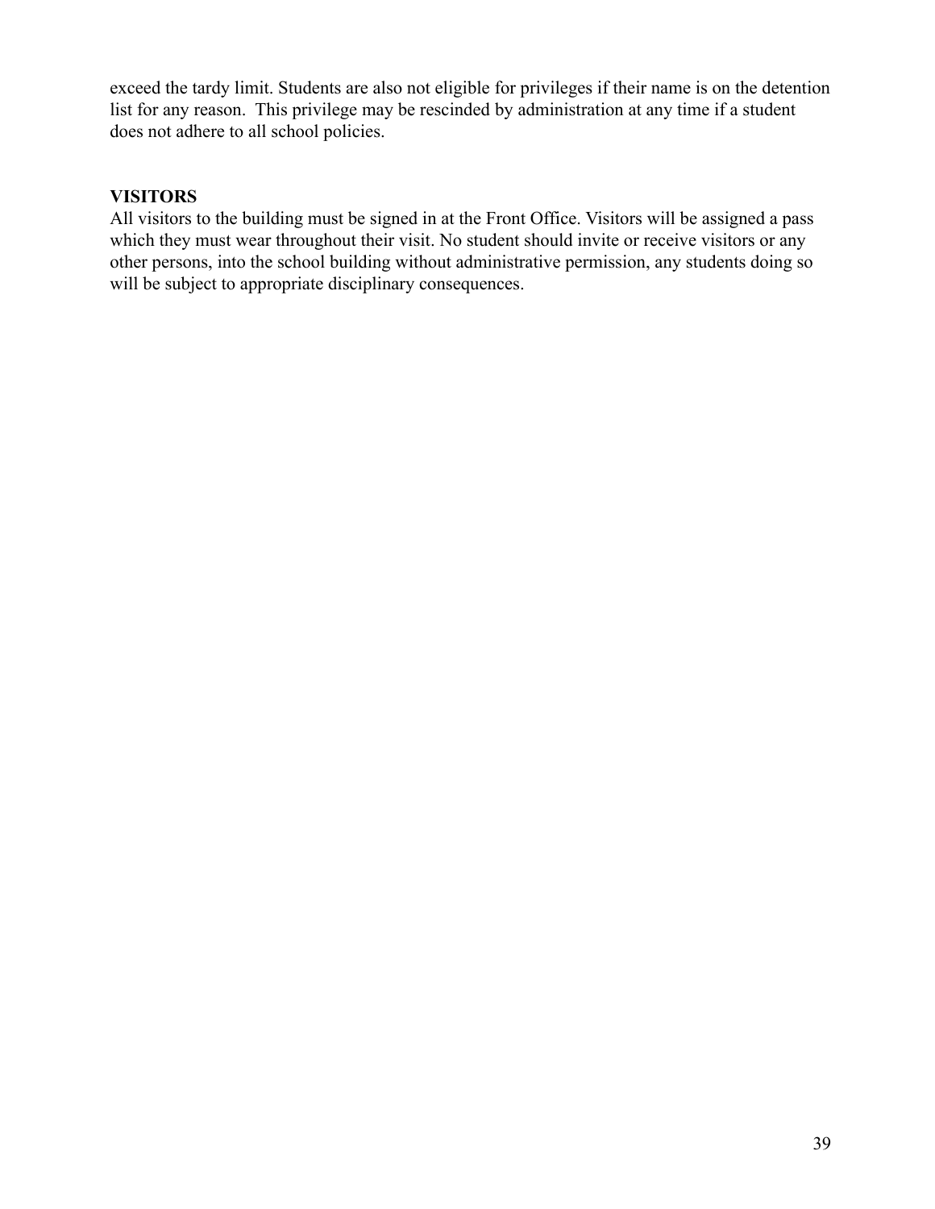exceed the tardy limit. Students are also not eligible for privileges if their name is on the detention list for any reason.  This privilege may be rescinded by administration at any time if a student does not adhere to all school policies.

**VISITORS**

All visitors to the building must be signed in at the Front Office. Visitors will be assigned a pass which they must wear throughout their visit. No student should invite or receive visitors or any other persons, into the school building without administrative permission, any students doing so will be subject to appropriate disciplinary consequences.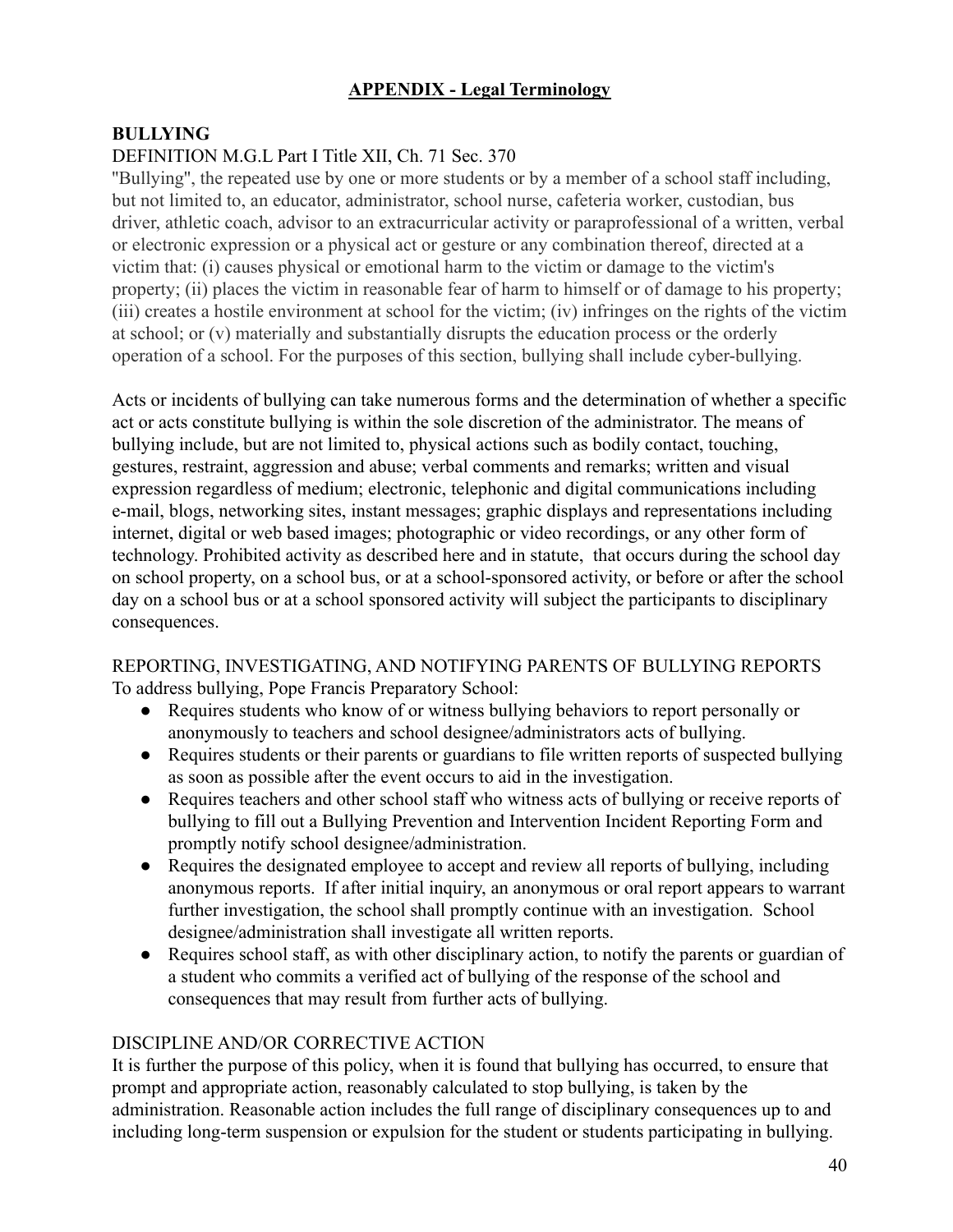## APPENDIX - Legal Terminology

### BULLYING

DEFINITION M.G.L Part I Title XII, Ch. 71 Sec. 370

"Bullying", the repeated use by one or more students or by a member of a school staff including, but not limited to, an educator, administrator, school nurse, cafeteria worker, custodian, bus driver, athletic coach, advisor to an extracurricular activity or paraprofessional of a written, verbal or electronic expression or a physical act or gesture or any combination thereof, directed at a victim that: (i) causes physical or emotional harm to the victim or damage to the victim's property; (ii) places the victim in reasonable fear of harm to himself or of damage to his property; (iii) creates a hostile environment at school for the victim; (iv) infringes on the rights of the victim at school; or (v) materially and substantially disrupts the education process or the orderly operation of a school. For the purposes of this section, bullying shall include cyber-bullying.

Acts or incidents of bullying can take numerous forms and the determination of whether a specific act or acts constitute bullying is within the sole discretion of the administrator. The means of bullying include, but are not limited to, physical actions such as bodily contact, touching, gestures, restraint, aggression and abuse; verbal comments and remarks; written and visual expression regardless of medium; electronic, telephonic and digital communications including e-mail, blogs, networking sites, instant messages; graphic displays and representations including internet, digital or web based images; photographic or video recordings, or any other form of technology. Prohibited activity as described here and in statute, that occurs during the school day on school property, on a school bus, or at a school-sponsored activity, or before or after the school day on a school bus or at a school sponsored activity will subject the participants to disciplinary consequences.

REPORTING, INVESTIGATING, AND NOTIFYING PARENTS OF BULLYING REPORTS

To address bullying, Pope Francis Preparatory School:

- Requires students who know of or witness bullying behaviors to report personally or anonymously to teachers and school designee/administrators acts of bullying.
- Requires students or their parents or guardians to file written reports of suspected bullying as soon as possible after the event occurs to aid in the investigation.
- Requires teachers and other school staff who witness acts of bullying or receive reports of bullying to fill out a Bullying Prevention and Intervention Incident Reporting Form and promptly notify school designee/administration.
- Requires the designated employee to accept and review all reports of bullying, including anonymous reports. If after initial inquiry, an anonymous or oral report appears to warrant further investigation, the school shall promptly continue with an investigation. School designee/administration shall investigate all written reports.
- Requires school staff, as with other disciplinary action, to notify the parents or guardian of a student who commits a verified act of bullying of the response of the school and consequences that may result from further acts of bullying.

DISCIPLINE AND/OR CORRECTIVE ACTION

It is further the purpose of this policy, when it is found that bullying has occurred, to ensure that prompt and appropriate action, reasonably calculated to stop bullying, is taken by the administration. Reasonable action includes the full range of disciplinary consequences up to and including long-term suspension or expulsion for the student or students participating in bullying.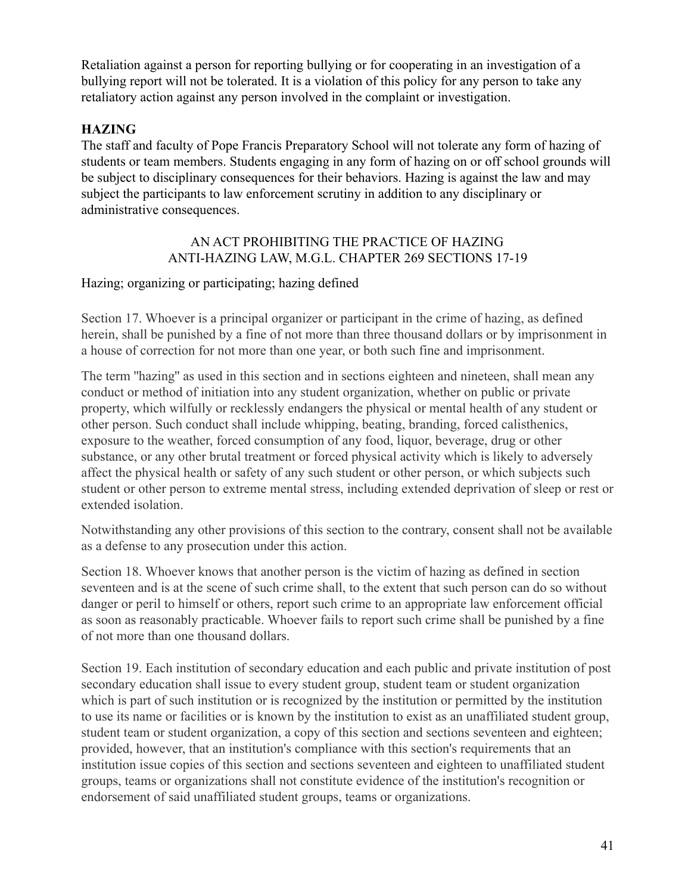Retaliation against a person for reporting bullying or for cooperating in an investigation of a bullying report will not be tolerated. It is a violation of this policy for any person to take any retaliatory action against any person involved in the complaint or investigation.

## HAZING

The staff and faculty of Pope Francis Preparatory School will not tolerate any form of hazing of students or team members. Students engaging in any form of hazing on or off school grounds will be subject to disciplinary consequences for their behaviors. Hazing is against the law and may subject the participants to law enforcement scrutiny in addition to any disciplinary or administrative consequences.

AN ACT PROHIBITING THE PRACTICE OF HAZING
ANTI-HAZING LAW, M.G.L. CHAPTER 269 SECTIONS 17-19

Hazing; organizing or participating; hazing defined

Section 17. Whoever is a principal organizer or participant in the crime of hazing, as defined herein, shall be punished by a fine of not more than three thousand dollars or by imprisonment in a house of correction for not more than one year, or both such fine and imprisonment.

The term "hazing" as used in this section and in sections eighteen and nineteen, shall mean any conduct or method of initiation into any student organization, whether on public or private property, which wilfully or recklessly endangers the physical or mental health of any student or other person. Such conduct shall include whipping, beating, branding, forced calisthenics, exposure to the weather, forced consumption of any food, liquor, beverage, drug or other substance, or any other brutal treatment or forced physical activity which is likely to adversely affect the physical health or safety of any such student or other person, or which subjects such student or other person to extreme mental stress, including extended deprivation of sleep or rest or extended isolation.

Notwithstanding any other provisions of this section to the contrary, consent shall not be available as a defense to any prosecution under this action.

Section 18. Whoever knows that another person is the victim of hazing as defined in section seventeen and is at the scene of such crime shall, to the extent that such person can do so without danger or peril to himself or others, report such crime to an appropriate law enforcement official as soon as reasonably practicable. Whoever fails to report such crime shall be punished by a fine of not more than one thousand dollars.

Section 19. Each institution of secondary education and each public and private institution of post secondary education shall issue to every student group, student team or student organization which is part of such institution or is recognized by the institution or permitted by the institution to use its name or facilities or is known by the institution to exist as an unaffiliated student group, student team or student organization, a copy of this section and sections seventeen and eighteen; provided, however, that an institution's compliance with this section's requirements that an institution issue copies of this section and sections seventeen and eighteen to unaffiliated student groups, teams or organizations shall not constitute evidence of the institution's recognition or endorsement of said unaffiliated student groups, teams or organizations.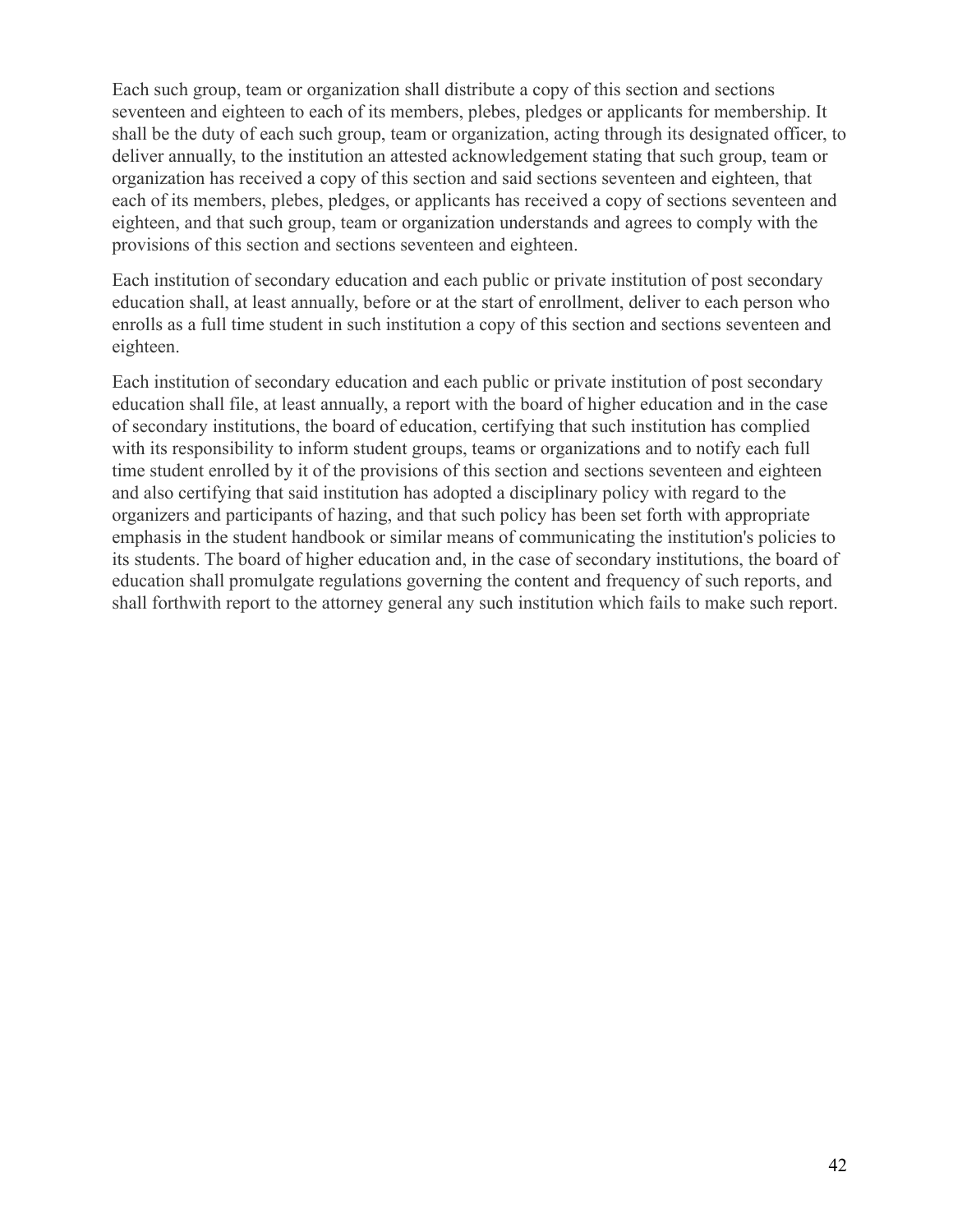Each such group, team or organization shall distribute a copy of this section and sections seventeen and eighteen to each of its members, plebes, pledges or applicants for membership. It shall be the duty of each such group, team or organization, acting through its designated officer, to deliver annually, to the institution an attested acknowledgement stating that such group, team or organization has received a copy of this section and said sections seventeen and eighteen, that each of its members, plebes, pledges, or applicants has received a copy of sections seventeen and eighteen, and that such group, team or organization understands and agrees to comply with the provisions of this section and sections seventeen and eighteen.

Each institution of secondary education and each public or private institution of post secondary education shall, at least annually, before or at the start of enrollment, deliver to each person who enrolls as a full time student in such institution a copy of this section and sections seventeen and eighteen.

Each institution of secondary education and each public or private institution of post secondary education shall file, at least annually, a report with the board of higher education and in the case of secondary institutions, the board of education, certifying that such institution has complied with its responsibility to inform student groups, teams or organizations and to notify each full time student enrolled by it of the provisions of this section and sections seventeen and eighteen and also certifying that said institution has adopted a disciplinary policy with regard to the organizers and participants of hazing, and that such policy has been set forth with appropriate emphasis in the student handbook or similar means of communicating the institution's policies to its students. The board of higher education and, in the case of secondary institutions, the board of education shall promulgate regulations governing the content and frequency of such reports, and shall forthwith report to the attorney general any such institution which fails to make such report.